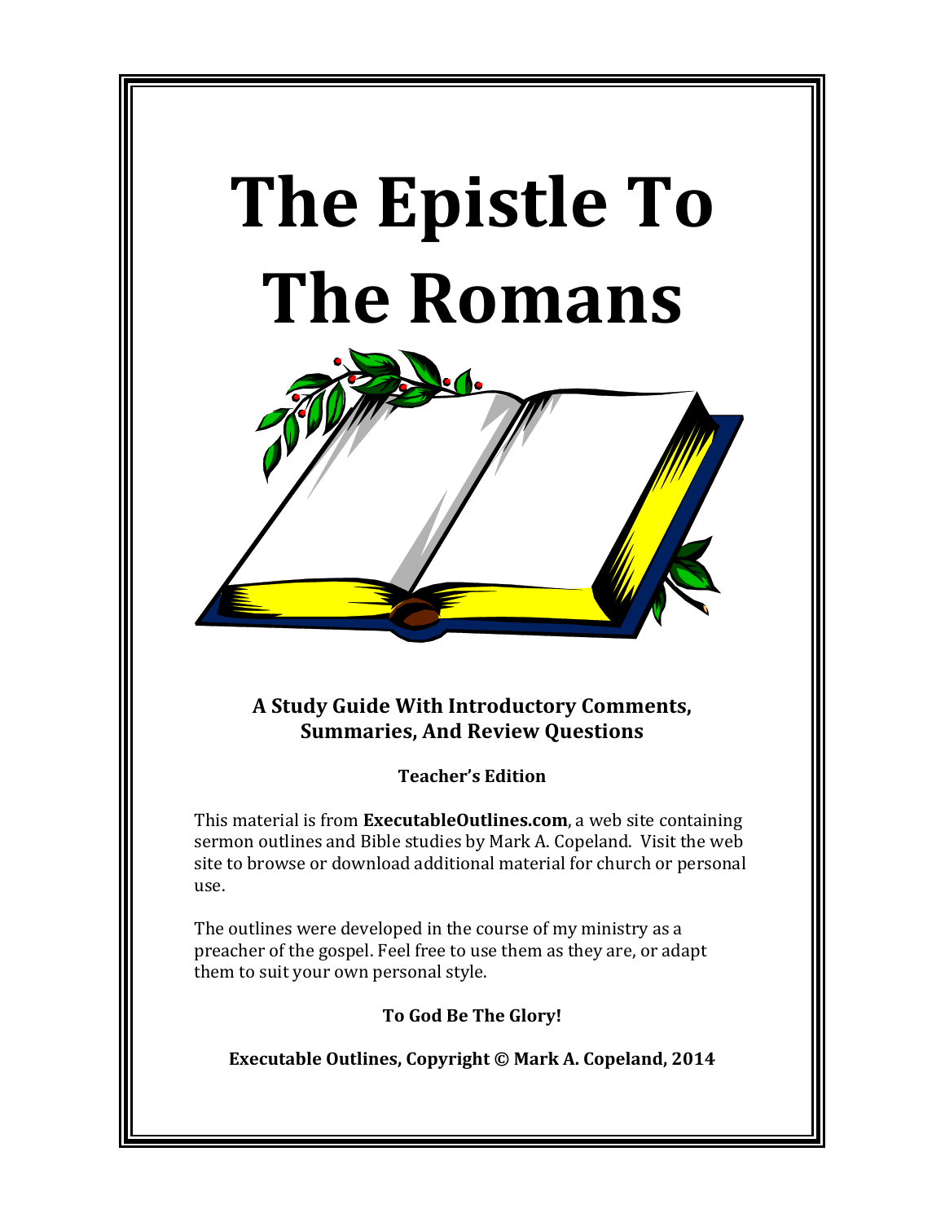# The Epistle To The Romans

**A Study Guide With Introductory Comments, Summaries, And Review Questions**

**Teacher's Edition**

This material is from **ExecutableOutlines.com**, a web site containing sermon outlines and Bible studies by Mark A. Copeland. Visit the web site to browse or download additional material for church or personal use.

The outlines were developed in the course of my ministry as a preacher of the gospel. Feel free to use them as they are, or adapt them to suit your own personal style.

**To God Be The Glory!**

**Executable Outlines, Copyright © Mark A. Copeland, 2014**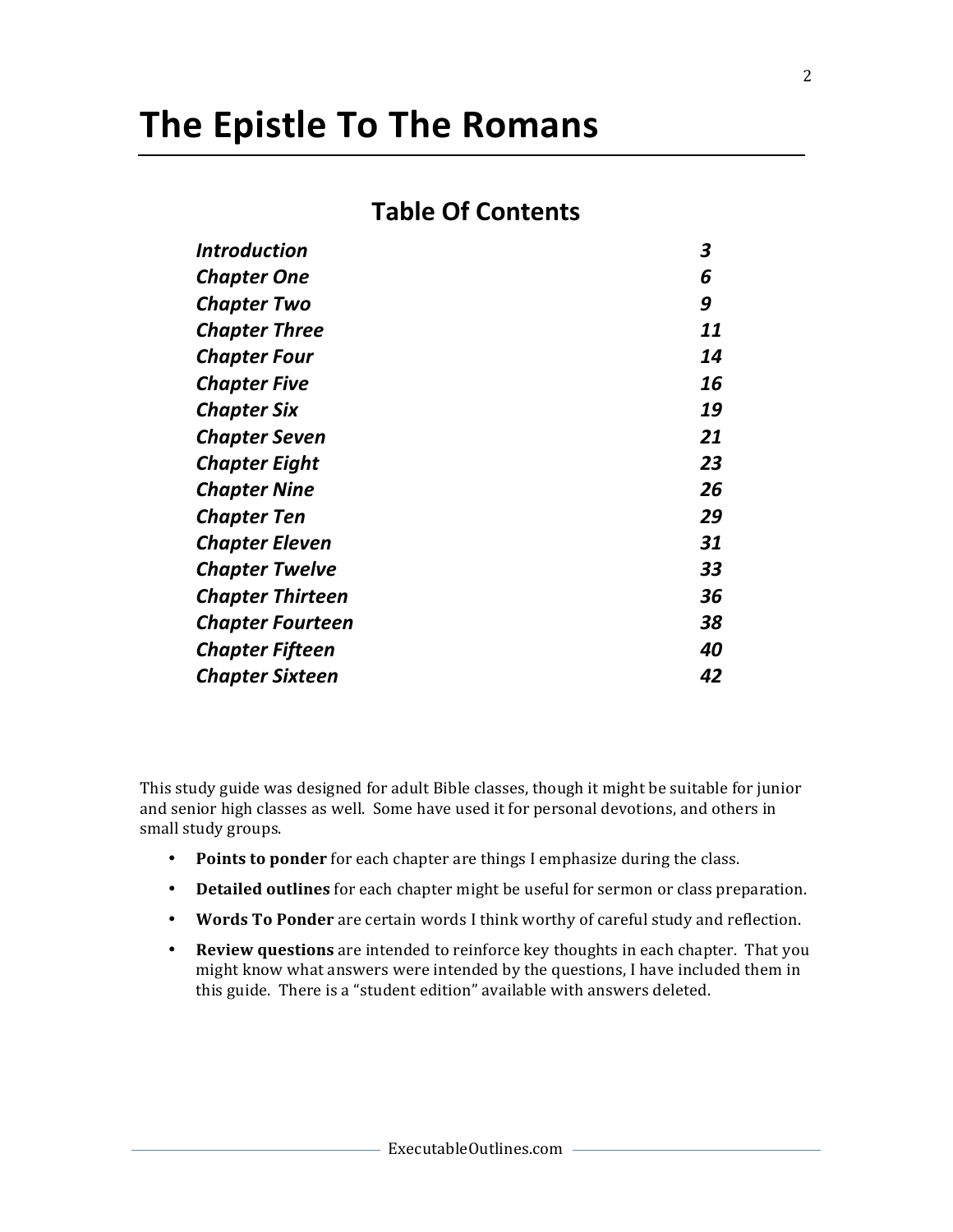# The Epistle To The Romans

## Table Of Contents

| | |
|---|---|
| ***Introduction*** | ***3*** |
| ***Chapter One*** | ***6*** |
| ***Chapter Two*** | ***9*** |
| ***Chapter Three*** | ***11*** |
| ***Chapter Four*** | ***14*** |
| ***Chapter Five*** | ***16*** |
| ***Chapter Six*** | ***19*** |
| ***Chapter Seven*** | ***21*** |
| ***Chapter Eight*** | ***23*** |
| ***Chapter Nine*** | ***26*** |
| ***Chapter Ten*** | ***29*** |
| ***Chapter Eleven*** | ***31*** |
| ***Chapter Twelve*** | ***33*** |
| ***Chapter Thirteen*** | ***36*** |
| ***Chapter Fourteen*** | ***38*** |
| ***Chapter Fifteen*** | ***40*** |
| ***Chapter Sixteen*** | ***42*** |

This study guide was designed for adult Bible classes, though it might be suitable for junior and senior high classes as well. Some have used it for personal devotions, and others in small study groups.

- **Points to ponder** for each chapter are things I emphasize during the class.
- **Detailed outlines** for each chapter might be useful for sermon or class preparation.
- **Words To Ponder** are certain words I think worthy of careful study and reflection.
- **Review questions** are intended to reinforce key thoughts in each chapter. That you might know what answers were intended by the questions, I have included them in this guide. There is a "student edition" available with answers deleted.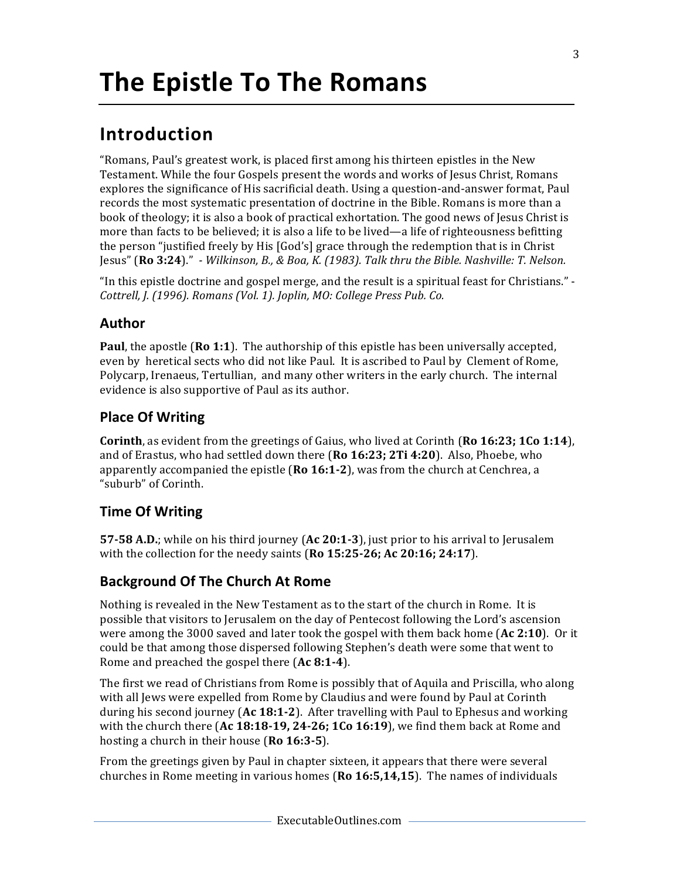# The Epistle To The Romans

## Introduction

"Romans, Paul's greatest work, is placed first among his thirteen epistles in the New Testament. While the four Gospels present the words and works of Jesus Christ, Romans explores the significance of His sacrificial death. Using a question-and-answer format, Paul records the most systematic presentation of doctrine in the Bible. Romans is more than a book of theology; it is also a book of practical exhortation. The good news of Jesus Christ is more than facts to be believed; it is also a life to be lived—a life of righteousness befitting the person "justified freely by His [God's] grace through the redemption that is in Christ Jesus" (**Ro 3:24**)." - *Wilkinson, B., & Boa, K. (1983). Talk thru the Bible. Nashville: T. Nelson.*

"In this epistle doctrine and gospel merge, and the result is a spiritual feast for Christians." - *Cottrell, J. (1996). Romans (Vol. 1). Joplin, MO: College Press Pub. Co.*

### Author

**Paul**, the apostle (**Ro 1:1**). The authorship of this epistle has been universally accepted, even by heretical sects who did not like Paul. It is ascribed to Paul by Clement of Rome, Polycarp, Irenaeus, Tertullian, and many other writers in the early church. The internal evidence is also supportive of Paul as its author.

### Place Of Writing

**Corinth**, as evident from the greetings of Gaius, who lived at Corinth (**Ro 16:23; 1Co 1:14**), and of Erastus, who had settled down there (**Ro 16:23; 2Ti 4:20**). Also, Phoebe, who apparently accompanied the epistle (**Ro 16:1-2**), was from the church at Cenchrea, a "suburb" of Corinth.

### Time Of Writing

**57-58 A.D.**; while on his third journey (**Ac 20:1-3**), just prior to his arrival to Jerusalem with the collection for the needy saints (**Ro 15:25-26; Ac 20:16; 24:17**).

### Background Of The Church At Rome

Nothing is revealed in the New Testament as to the start of the church in Rome. It is possible that visitors to Jerusalem on the day of Pentecost following the Lord's ascension were among the 3000 saved and later took the gospel with them back home (**Ac 2:10**). Or it could be that among those dispersed following Stephen's death were some that went to Rome and preached the gospel there (**Ac 8:1-4**).

The first we read of Christians from Rome is possibly that of Aquila and Priscilla, who along with all Jews were expelled from Rome by Claudius and were found by Paul at Corinth during his second journey (**Ac 18:1-2**). After travelling with Paul to Ephesus and working with the church there (**Ac 18:18-19, 24-26; 1Co 16:19**), we find them back at Rome and hosting a church in their house (**Ro 16:3-5**).

From the greetings given by Paul in chapter sixteen, it appears that there were several churches in Rome meeting in various homes (**Ro 16:5,14,15**). The names of individuals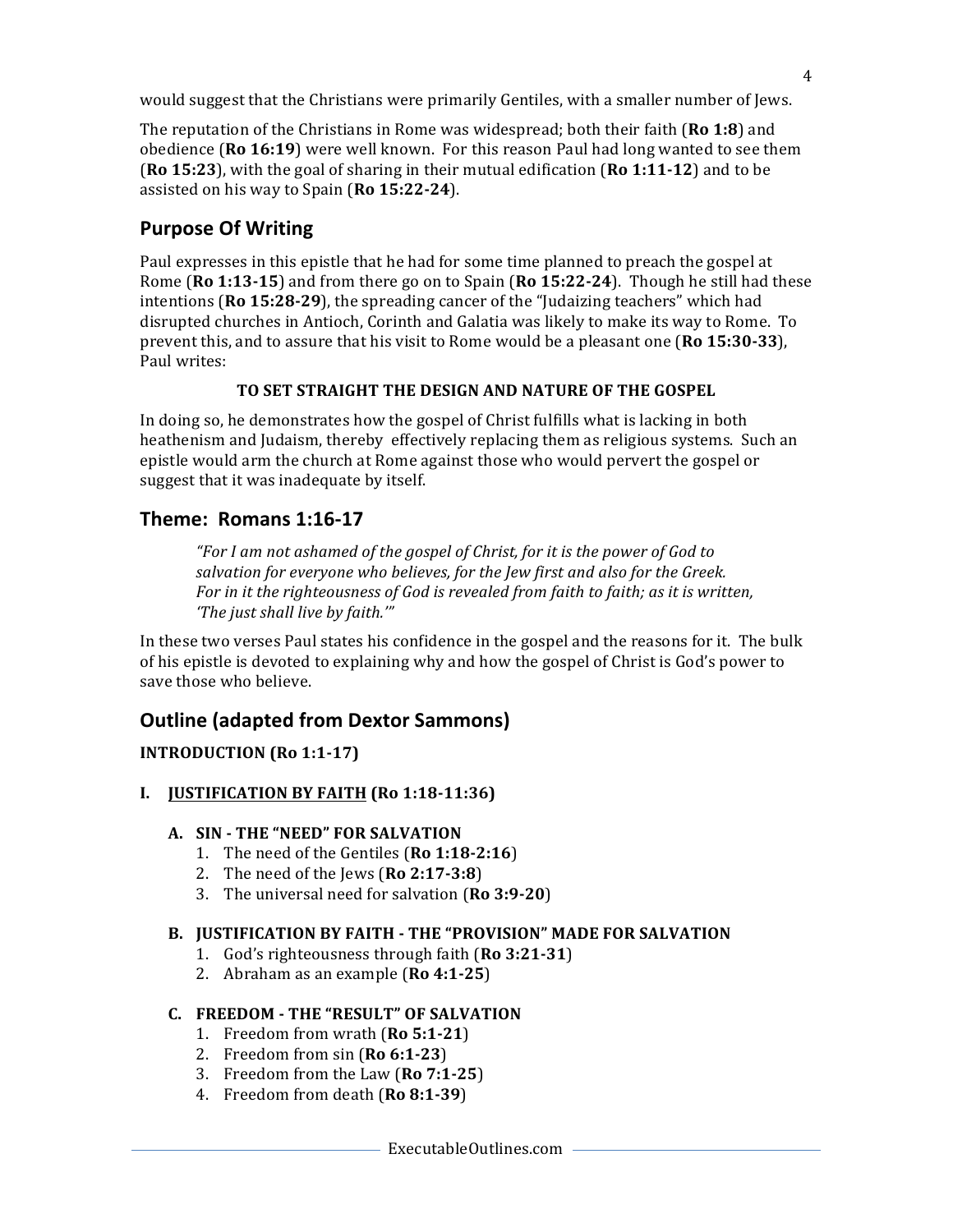would suggest that the Christians were primarily Gentiles, with a smaller number of Jews.

The reputation of the Christians in Rome was widespread; both their faith (**Ro 1:8**) and obedience (**Ro 16:19**) were well known. For this reason Paul had long wanted to see them (**Ro 15:23**), with the goal of sharing in their mutual edification (**Ro 1:11-12**) and to be assisted on his way to Spain (**Ro 15:22-24**).

## Purpose Of Writing

Paul expresses in this epistle that he had for some time planned to preach the gospel at Rome (**Ro 1:13-15**) and from there go on to Spain (**Ro 15:22-24**). Though he still had these intentions (**Ro 15:28-29**), the spreading cancer of the "Judaizing teachers" which had disrupted churches in Antioch, Corinth and Galatia was likely to make its way to Rome. To prevent this, and to assure that his visit to Rome would be a pleasant one (**Ro 15:30-33**), Paul writes:

**TO SET STRAIGHT THE DESIGN AND NATURE OF THE GOSPEL**

In doing so, he demonstrates how the gospel of Christ fulfills what is lacking in both heathenism and Judaism, thereby effectively replacing them as religious systems. Such an epistle would arm the church at Rome against those who would pervert the gospel or suggest that it was inadequate by itself.

## Theme: Romans 1:16-17

> *"For I am not ashamed of the gospel of Christ, for it is the power of God to salvation for everyone who believes, for the Jew first and also for the Greek. For in it the righteousness of God is revealed from faith to faith; as it is written, 'The just shall live by faith.'"*

In these two verses Paul states his confidence in the gospel and the reasons for it. The bulk of his epistle is devoted to explaining why and how the gospel of Christ is God's power to save those who believe.

## Outline (adapted from Dextor Sammons)

**INTRODUCTION (Ro 1:1-17)**

**I. <u>JUSTIFICATION BY FAITH</u> (Ro 1:18-11:36)**

**A. SIN - THE "NEED" FOR SALVATION**

1. The need of the Gentiles (**Ro 1:18-2:16**)
2. The need of the Jews (**Ro 2:17-3:8**)
3. The universal need for salvation (**Ro 3:9-20**)

**B. JUSTIFICATION BY FAITH - THE "PROVISION" MADE FOR SALVATION**

1. God's righteousness through faith (**Ro 3:21-31**)
2. Abraham as an example (**Ro 4:1-25**)

**C. FREEDOM - THE "RESULT" OF SALVATION**

1. Freedom from wrath (**Ro 5:1-21**)
2. Freedom from sin (**Ro 6:1-23**)
3. Freedom from the Law (**Ro 7:1-25**)
4. Freedom from death (**Ro 8:1-39**)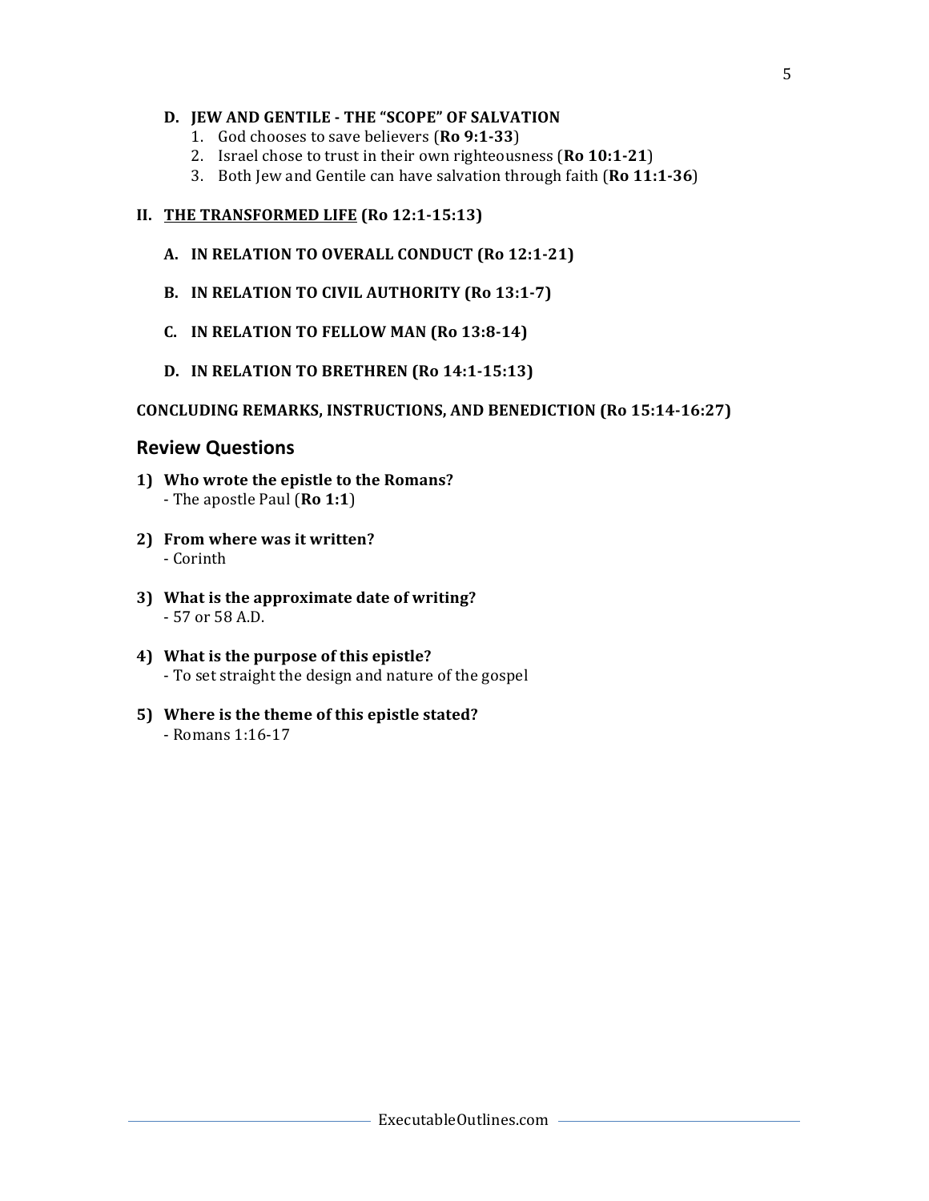**D. JEW AND GENTILE - THE "SCOPE" OF SALVATION**

1. God chooses to save believers (**Ro 9:1-33**)
2. Israel chose to trust in their own righteousness (**Ro 10:1-21**)
3. Both Jew and Gentile can have salvation through faith (**Ro 11:1-36**)

**II. <u>THE TRANSFORMED LIFE</u> (Ro 12:1-15:13)**

**A. IN RELATION TO OVERALL CONDUCT (Ro 12:1-21)**

**B. IN RELATION TO CIVIL AUTHORITY (Ro 13:1-7)**

**C. IN RELATION TO FELLOW MAN (Ro 13:8-14)**

**D. IN RELATION TO BRETHREN (Ro 14:1-15:13)**

**CONCLUDING REMARKS, INSTRUCTIONS, AND BENEDICTION (Ro 15:14-16:27)**

## Review Questions

**1) Who wrote the epistle to the Romans?**
- The apostle Paul (**Ro 1:1**)

**2) From where was it written?**
- Corinth

**3) What is the approximate date of writing?**
- 57 or 58 A.D.

**4) What is the purpose of this epistle?**
- To set straight the design and nature of the gospel

**5) Where is the theme of this epistle stated?**
- Romans 1:16-17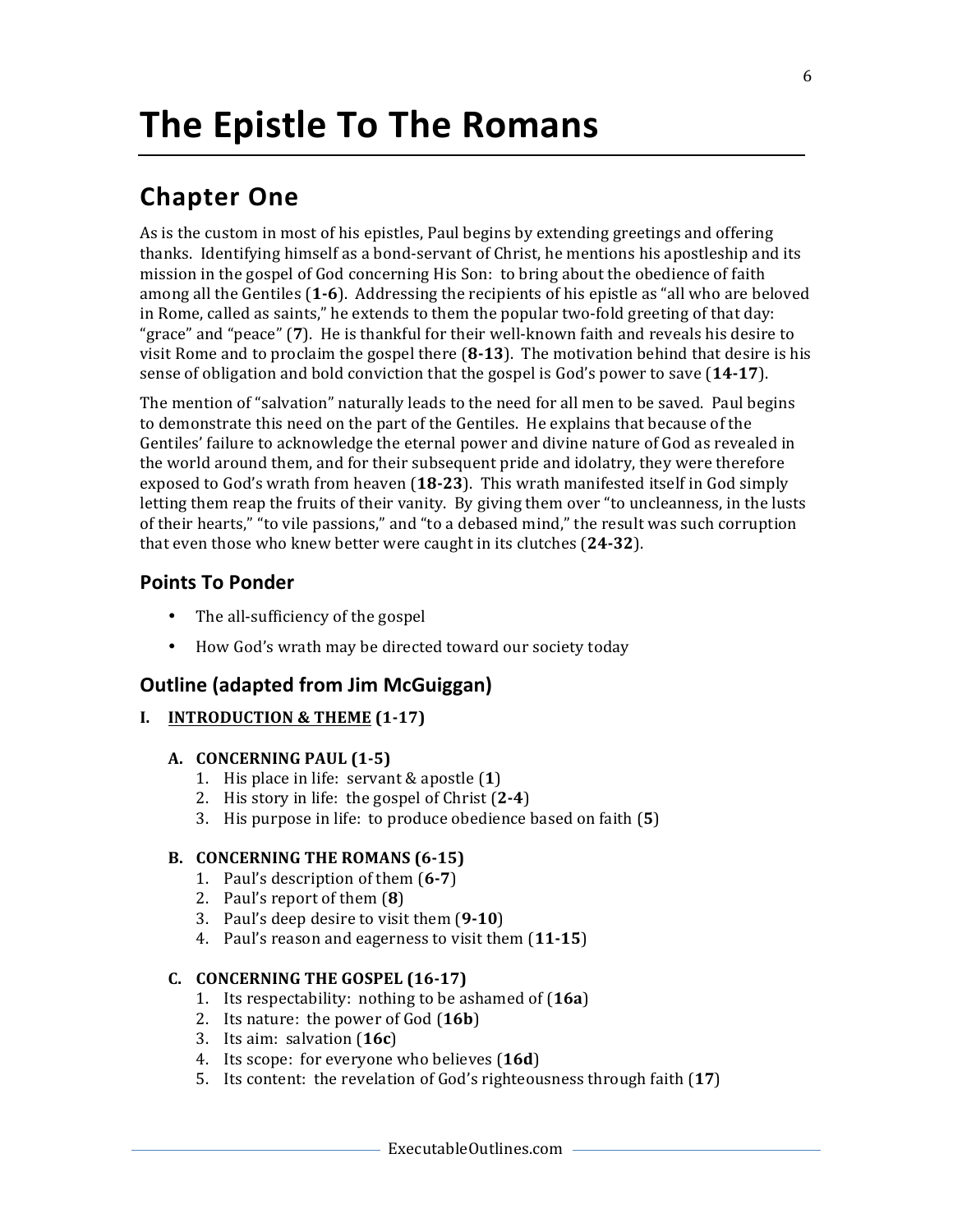// Page 6 of 43 — document 884b1fcf14be

# The Epistle To The Romans

## Chapter One

As is the custom in most of his epistles, Paul begins by extending greetings and offering thanks. Identifying himself as a bond-servant of Christ, he mentions his apostleship and its mission in the gospel of God concerning His Son: to bring about the obedience of faith among all the Gentiles (**1-6**). Addressing the recipients of his epistle as "all who are beloved in Rome, called as saints," he extends to them the popular two-fold greeting of that day: "grace" and "peace" (**7**). He is thankful for their well-known faith and reveals his desire to visit Rome and to proclaim the gospel there (**8-13**). The motivation behind that desire is his sense of obligation and bold conviction that the gospel is God's power to save (**14-17**).

The mention of "salvation" naturally leads to the need for all men to be saved. Paul begins to demonstrate this need on the part of the Gentiles. He explains that because of the Gentiles' failure to acknowledge the eternal power and divine nature of God as revealed in the world around them, and for their subsequent pride and idolatry, they were therefore exposed to God's wrath from heaven (**18-23**). This wrath manifested itself in God simply letting them reap the fruits of their vanity. By giving them over "to uncleanness, in the lusts of their hearts," "to vile passions," and "to a debased mind," the result was such corruption that even those who knew better were caught in its clutches (**24-32**).

### Points To Ponder

- The all-sufficiency of the gospel
- How God's wrath may be directed toward our society today

### Outline (adapted from Jim McGuiggan)

**I. <u>INTRODUCTION & THEME</u> (1-17)**

**A. CONCERNING PAUL (1-5)**

1. His place in life: servant & apostle (**1**)
2. His story in life: the gospel of Christ (**2-4**)
3. His purpose in life: to produce obedience based on faith (**5**)

**B. CONCERNING THE ROMANS (6-15)**

1. Paul's description of them (**6-7**)
2. Paul's report of them (**8**)
3. Paul's deep desire to visit them (**9-10**)
4. Paul's reason and eagerness to visit them (**11-15**)

**C. CONCERNING THE GOSPEL (16-17)**

1. Its respectability: nothing to be ashamed of (**16a**)
2. Its nature: the power of God (**16b**)
3. Its aim: salvation (**16c**)
4. Its scope: for everyone who believes (**16d**)
5. Its content: the revelation of God's righteousness through faith (**17**)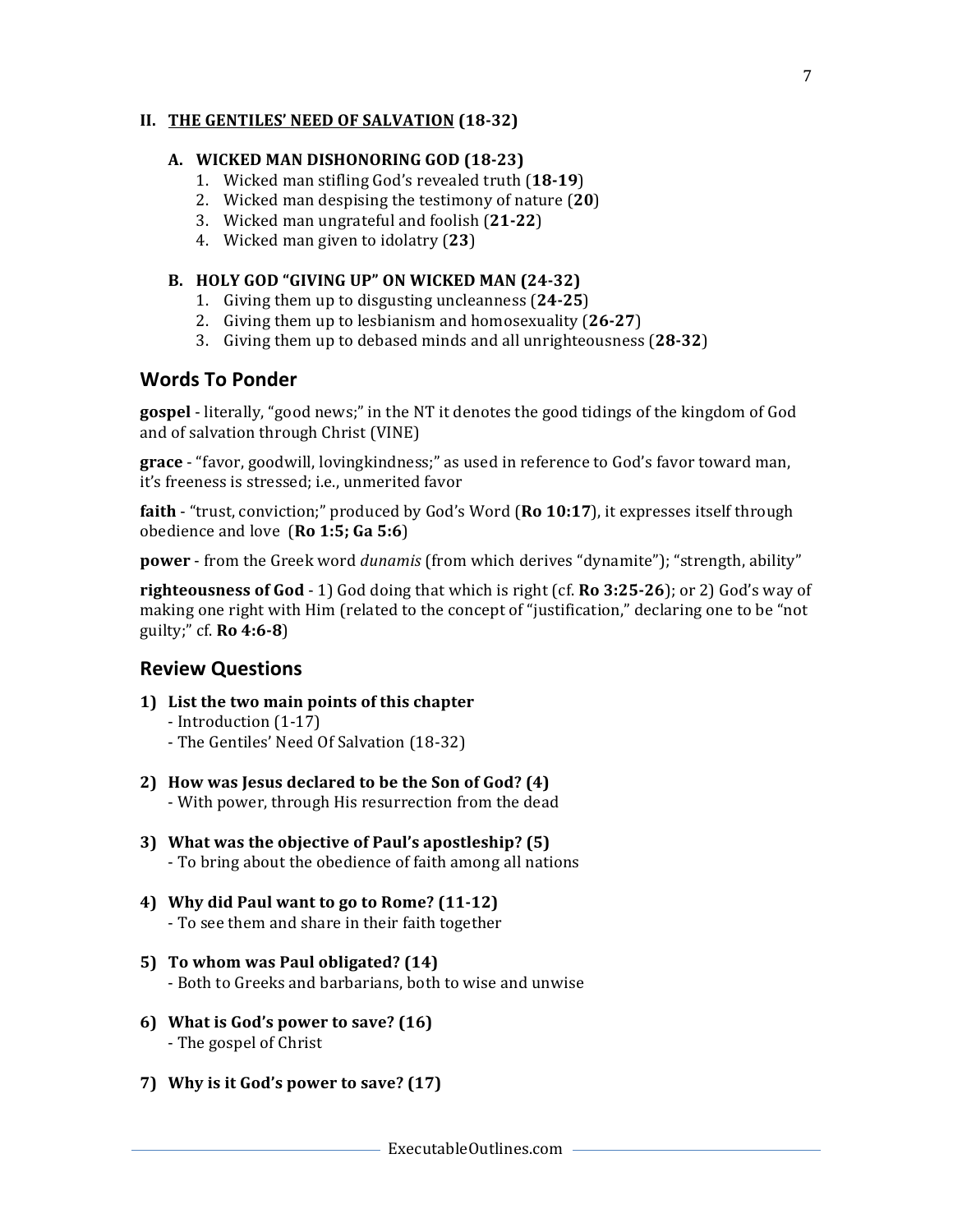### II. <u>THE GENTILES' NEED OF SALVATION</u> (18-32)

#### A. WICKED MAN DISHONORING GOD (18-23)

1. Wicked man stifling God's revealed truth (**18-19**)
2. Wicked man despising the testimony of nature (**20**)
3. Wicked man ungrateful and foolish (**21-22**)
4. Wicked man given to idolatry (**23**)

#### B. HOLY GOD "GIVING UP" ON WICKED MAN (24-32)

1. Giving them up to disgusting uncleanness (**24-25**)
2. Giving them up to lesbianism and homosexuality (**26-27**)
3. Giving them up to debased minds and all unrighteousness (**28-32**)

## Words To Ponder

**gospel** - literally, "good news;" in the NT it denotes the good tidings of the kingdom of God and of salvation through Christ (VINE)

**grace** - "favor, goodwill, lovingkindness;" as used in reference to God's favor toward man, it's freeness is stressed; i.e., unmerited favor

**faith** - "trust, conviction;" produced by God's Word (**Ro 10:17**), it expresses itself through obedience and love (**Ro 1:5; Ga 5:6**)

**power** - from the Greek word *dunamis* (from which derives "dynamite"); "strength, ability"

**righteousness of God** - 1) God doing that which is right (cf. **Ro 3:25-26**); or 2) God's way of making one right with Him (related to the concept of "justification," declaring one to be "not guilty;" cf. **Ro 4:6-8**)

## Review Questions

**1) List the two main points of this chapter**
- Introduction (1-17)
- The Gentiles' Need Of Salvation (18-32)

**2) How was Jesus declared to be the Son of God? (4)**
- With power, through His resurrection from the dead

**3) What was the objective of Paul's apostleship? (5)**
- To bring about the obedience of faith among all nations

**4) Why did Paul want to go to Rome? (11-12)**
- To see them and share in their faith together

**5) To whom was Paul obligated? (14)**
- Both to Greeks and barbarians, both to wise and unwise

**6) What is God's power to save? (16)**
- The gospel of Christ

**7) Why is it God's power to save? (17)**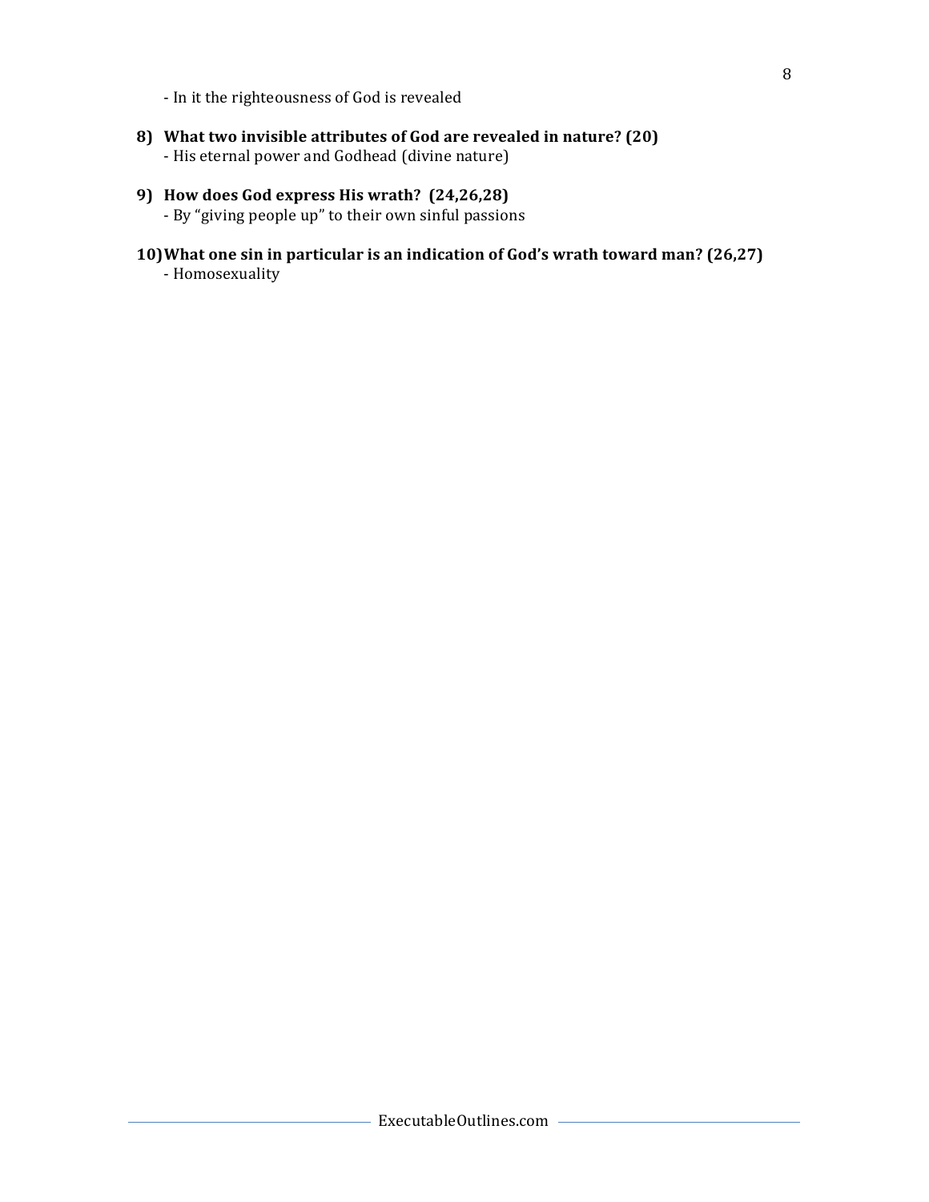- In it the righteousness of God is revealed

8) **What two invisible attributes of God are revealed in nature? (20)**
   - His eternal power and Godhead (divine nature)

9) **How does God express His wrath? (24,26,28)**
   - By "giving people up" to their own sinful passions

10) **What one sin in particular is an indication of God's wrath toward man? (26,27)**
   - Homosexuality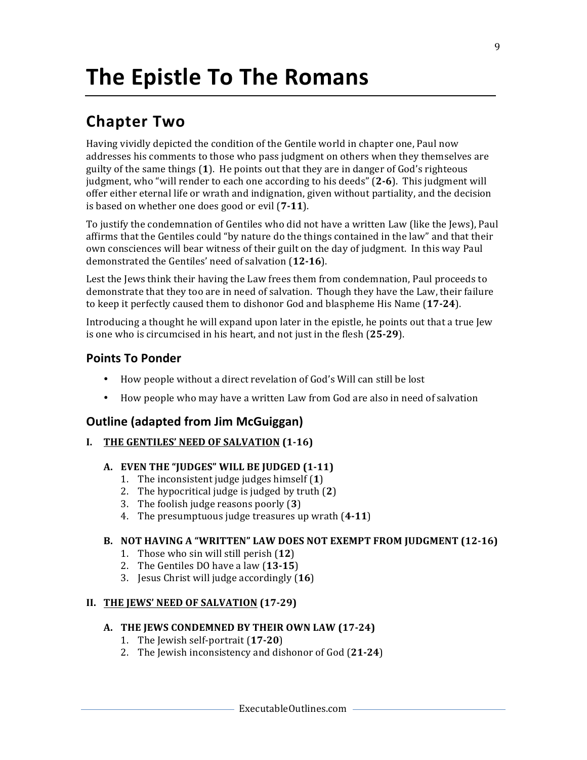# The Epistle To The Romans

## Chapter Two

Having vividly depicted the condition of the Gentile world in chapter one, Paul now addresses his comments to those who pass judgment on others when they themselves are guilty of the same things (**1**). He points out that they are in danger of God's righteous judgment, who "will render to each one according to his deeds" (**2-6**). This judgment will offer either eternal life or wrath and indignation, given without partiality, and the decision is based on whether one does good or evil (**7-11**).

To justify the condemnation of Gentiles who did not have a written Law (like the Jews), Paul affirms that the Gentiles could "by nature do the things contained in the law" and that their own consciences will bear witness of their guilt on the day of judgment. In this way Paul demonstrated the Gentiles' need of salvation (**12-16**).

Lest the Jews think their having the Law frees them from condemnation, Paul proceeds to demonstrate that they too are in need of salvation. Though they have the Law, their failure to keep it perfectly caused them to dishonor God and blaspheme His Name (**17-24**).

Introducing a thought he will expand upon later in the epistle, he points out that a true Jew is one who is circumcised in his heart, and not just in the flesh (**25-29**).

### Points To Ponder

- How people without a direct revelation of God's Will can still be lost
- How people who may have a written Law from God are also in need of salvation

### Outline (adapted from Jim McGuiggan)

**I. <u>THE GENTILES' NEED OF SALVATION</u> (1-16)**

**A. EVEN THE "JUDGES" WILL BE JUDGED (1-11)**

1. The inconsistent judge judges himself (**1**)
2. The hypocritical judge is judged by truth (**2**)
3. The foolish judge reasons poorly (**3**)
4. The presumptuous judge treasures up wrath (**4-11**)

**B. NOT HAVING A "WRITTEN" LAW DOES NOT EXEMPT FROM JUDGMENT (12-16)**

1. Those who sin will still perish (**12**)
2. The Gentiles DO have a law (**13-15**)
3. Jesus Christ will judge accordingly (**16**)

**II. <u>THE JEWS' NEED OF SALVATION</u> (17-29)**

**A. THE JEWS CONDEMNED BY THEIR OWN LAW (17-24)**

1. The Jewish self-portrait (**17-20**)
2. The Jewish inconsistency and dishonor of God (**21-24**)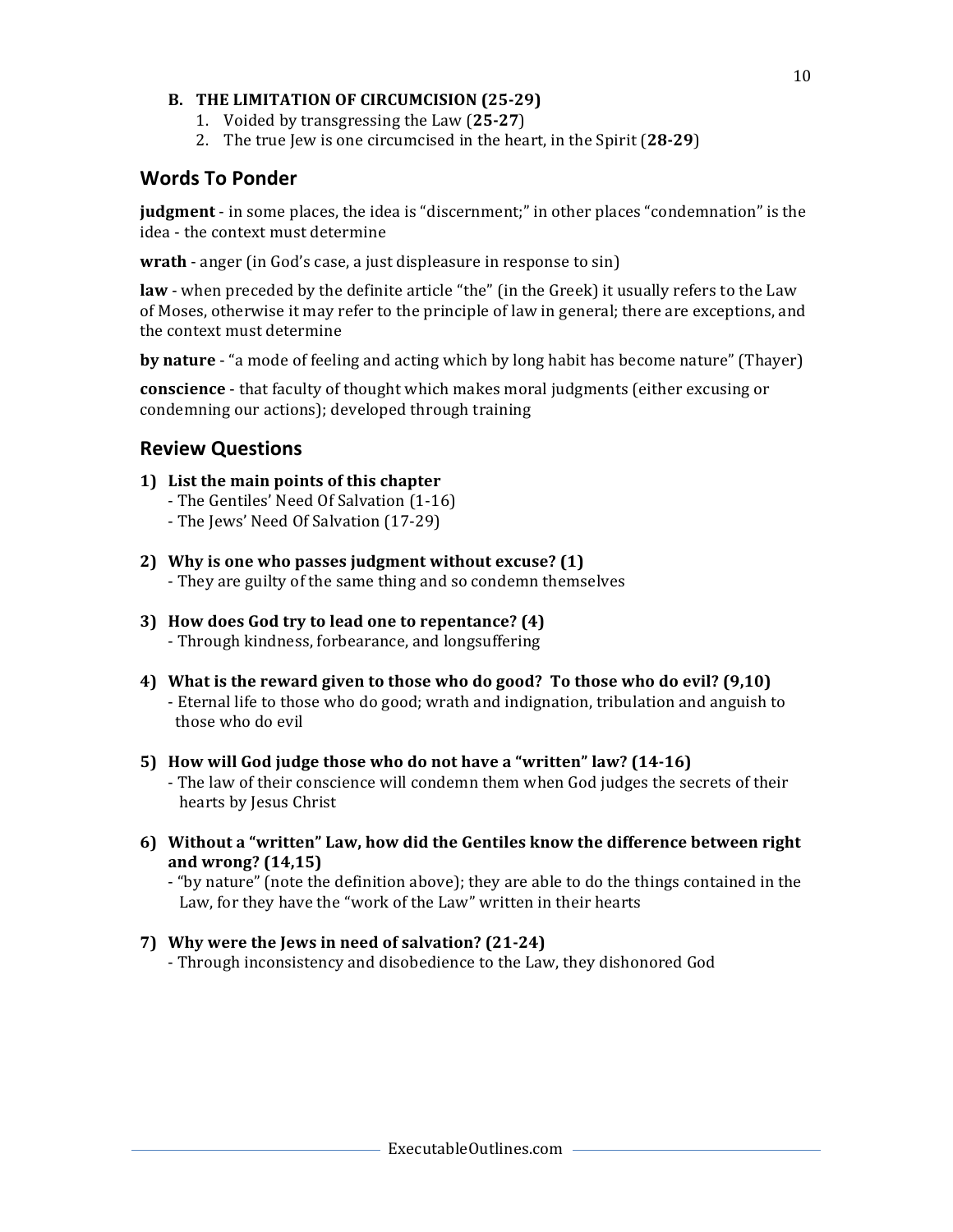**B. THE LIMITATION OF CIRCUMCISION (25-29)**

1. Voided by transgressing the Law (**25-27**)
2. The true Jew is one circumcised in the heart, in the Spirit (**28-29**)

## Words To Ponder

**judgment** - in some places, the idea is "discernment;" in other places "condemnation" is the idea - the context must determine

**wrath** - anger (in God's case, a just displeasure in response to sin)

**law** - when preceded by the definite article "the" (in the Greek) it usually refers to the Law of Moses, otherwise it may refer to the principle of law in general; there are exceptions, and the context must determine

**by nature** - "a mode of feeling and acting which by long habit has become nature" (Thayer)

**conscience** - that faculty of thought which makes moral judgments (either excusing or condemning our actions); developed through training

## Review Questions

**1) List the main points of this chapter**

- The Gentiles' Need Of Salvation (1-16)
- The Jews' Need Of Salvation (17-29)

**2) Why is one who passes judgment without excuse? (1)**

- They are guilty of the same thing and so condemn themselves

**3) How does God try to lead one to repentance? (4)**

- Through kindness, forbearance, and longsuffering

**4) What is the reward given to those who do good? To those who do evil? (9,10)**

- Eternal life to those who do good; wrath and indignation, tribulation and anguish to those who do evil

**5) How will God judge those who do not have a "written" law? (14-16)**

- The law of their conscience will condemn them when God judges the secrets of their hearts by Jesus Christ

**6) Without a "written" Law, how did the Gentiles know the difference between right and wrong? (14,15)**

- "by nature" (note the definition above); they are able to do the things contained in the Law, for they have the "work of the Law" written in their hearts

**7) Why were the Jews in need of salvation? (21-24)**

- Through inconsistency and disobedience to the Law, they dishonored God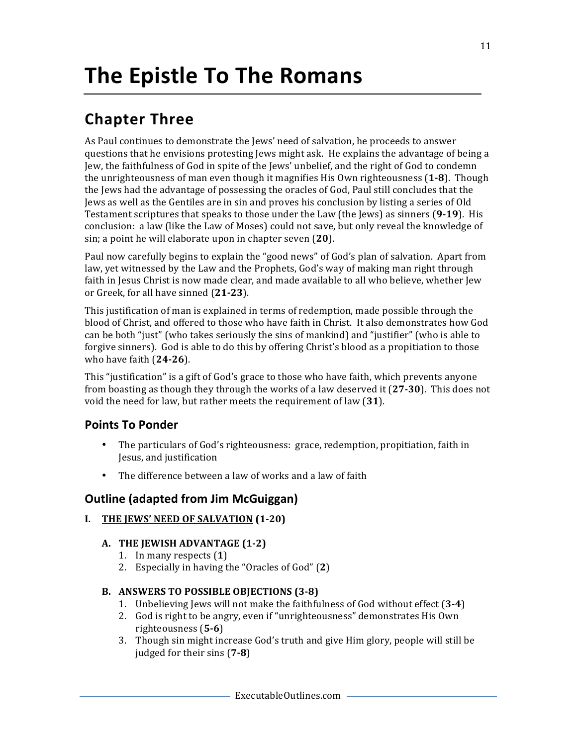# The Epistle To The Romans

## Chapter Three

As Paul continues to demonstrate the Jews' need of salvation, he proceeds to answer questions that he envisions protesting Jews might ask. He explains the advantage of being a Jew, the faithfulness of God in spite of the Jews' unbelief, and the right of God to condemn the unrighteousness of man even though it magnifies His Own righteousness (**1-8**). Though the Jews had the advantage of possessing the oracles of God, Paul still concludes that the Jews as well as the Gentiles are in sin and proves his conclusion by listing a series of Old Testament scriptures that speaks to those under the Law (the Jews) as sinners (**9-19**). His conclusion: a law (like the Law of Moses) could not save, but only reveal the knowledge of sin; a point he will elaborate upon in chapter seven (**20**).

Paul now carefully begins to explain the "good news" of God's plan of salvation. Apart from law, yet witnessed by the Law and the Prophets, God's way of making man right through faith in Jesus Christ is now made clear, and made available to all who believe, whether Jew or Greek, for all have sinned (**21-23**).

This justification of man is explained in terms of redemption, made possible through the blood of Christ, and offered to those who have faith in Christ. It also demonstrates how God can be both "just" (who takes seriously the sins of mankind) and "justifier" (who is able to forgive sinners). God is able to do this by offering Christ's blood as a propitiation to those who have faith (**24-26**).

This "justification" is a gift of God's grace to those who have faith, which prevents anyone from boasting as though they through the works of a law deserved it (**27-30**). This does not void the need for law, but rather meets the requirement of law (**31**).

### Points To Ponder

- The particulars of God's righteousness: grace, redemption, propitiation, faith in Jesus, and justification
- The difference between a law of works and a law of faith

### Outline (adapted from Jim McGuiggan)

**I. <u>THE JEWS' NEED OF SALVATION</u> (1-20)**

**A. THE JEWISH ADVANTAGE (1-2)**

1. In many respects (**1**)
2. Especially in having the "Oracles of God" (**2**)

**B. ANSWERS TO POSSIBLE OBJECTIONS (3-8)**

1. Unbelieving Jews will not make the faithfulness of God without effect (**3-4**)
2. God is right to be angry, even if "unrighteousness" demonstrates His Own righteousness (**5-6**)
3. Though sin might increase God's truth and give Him glory, people will still be judged for their sins (**7-8**)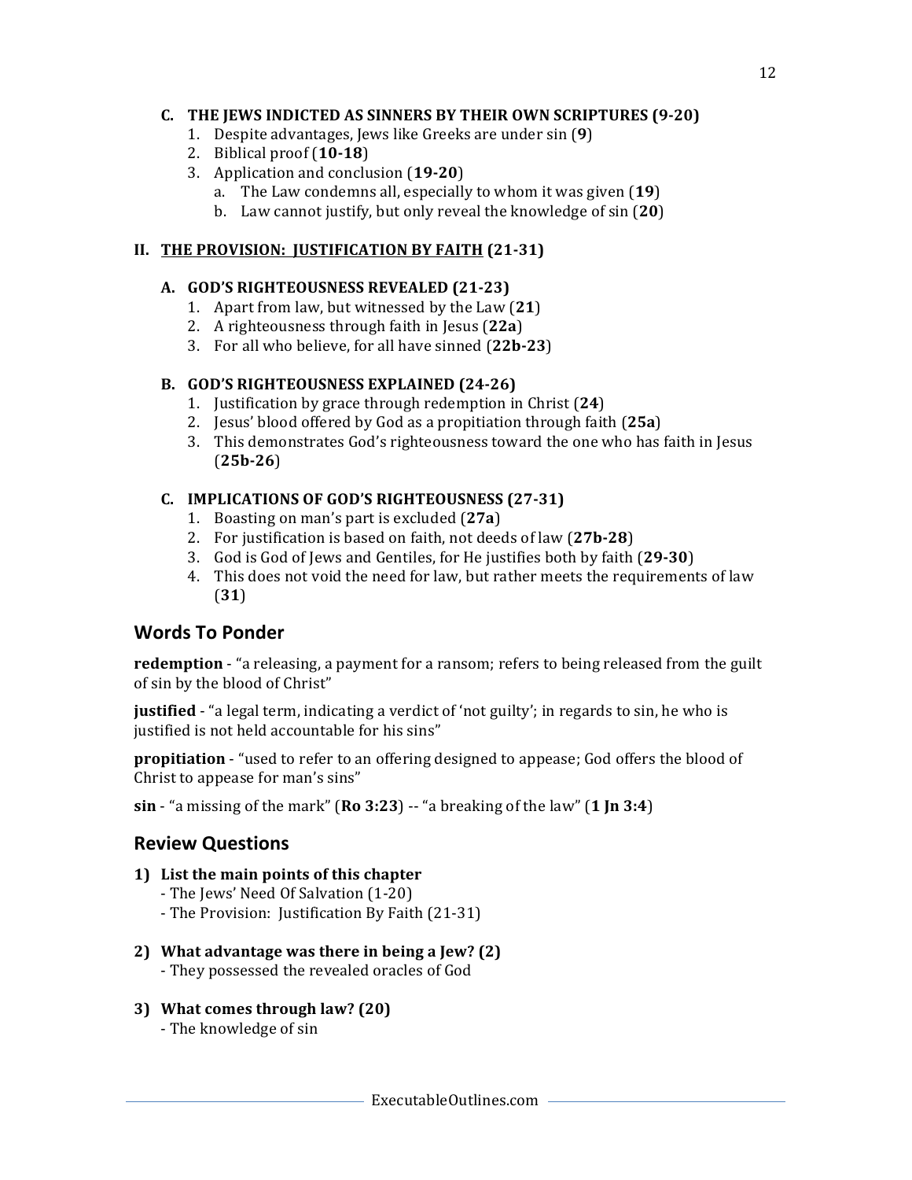### C. THE JEWS INDICTED AS SINNERS BY THEIR OWN SCRIPTURES (9-20)

1. Despite advantages, Jews like Greeks are under sin (**9**)
2. Biblical proof (**10-18**)
3. Application and conclusion (**19-20**)
   a. The Law condemns all, especially to whom it was given (**19**)
   b. Law cannot justify, but only reveal the knowledge of sin (**20**)

## II. <u>THE PROVISION: JUSTIFICATION BY FAITH</u> (21-31)

### A. GOD'S RIGHTEOUSNESS REVEALED (21-23)

1. Apart from law, but witnessed by the Law (**21**)
2. A righteousness through faith in Jesus (**22a**)
3. For all who believe, for all have sinned (**22b-23**)

### B. GOD'S RIGHTEOUSNESS EXPLAINED (24-26)

1. Justification by grace through redemption in Christ (**24**)
2. Jesus' blood offered by God as a propitiation through faith (**25a**)
3. This demonstrates God's righteousness toward the one who has faith in Jesus (**25b-26**)

### C. IMPLICATIONS OF GOD'S RIGHTEOUSNESS (27-31)

1. Boasting on man's part is excluded (**27a**)
2. For justification is based on faith, not deeds of law (**27b-28**)
3. God is God of Jews and Gentiles, for He justifies both by faith (**29-30**)
4. This does not void the need for law, but rather meets the requirements of law (**31**)

## Words To Ponder

**redemption** - "a releasing, a payment for a ransom; refers to being released from the guilt of sin by the blood of Christ"

**justified** - "a legal term, indicating a verdict of 'not guilty'; in regards to sin, he who is justified is not held accountable for his sins"

**propitiation** - "used to refer to an offering designed to appease; God offers the blood of Christ to appease for man's sins"

**sin** - "a missing of the mark" (**Ro 3:23**) -- "a breaking of the law" (**1 Jn 3:4**)

## Review Questions

**1) List the main points of this chapter**
- The Jews' Need Of Salvation (1-20)
- The Provision: Justification By Faith (21-31)

**2) What advantage was there in being a Jew? (2)**
- They possessed the revealed oracles of God

**3) What comes through law? (20)**
- The knowledge of sin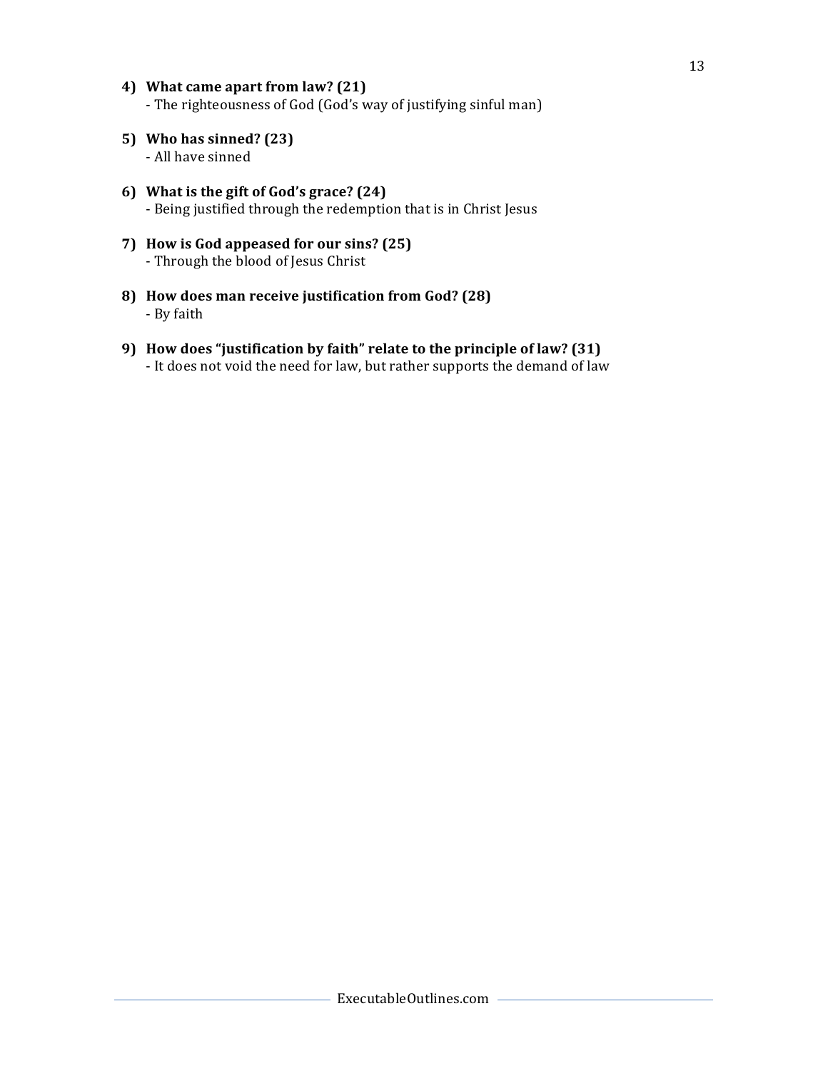4) **What came apart from law? (21)**
   - The righteousness of God (God's way of justifying sinful man)

5) **Who has sinned? (23)**
   - All have sinned

6) **What is the gift of God's grace? (24)**
   - Being justified through the redemption that is in Christ Jesus

7) **How is God appeased for our sins? (25)**
   - Through the blood of Jesus Christ

8) **How does man receive justification from God? (28)**
   - By faith

9) **How does "justification by faith" relate to the principle of law? (31)**
   - It does not void the need for law, but rather supports the demand of law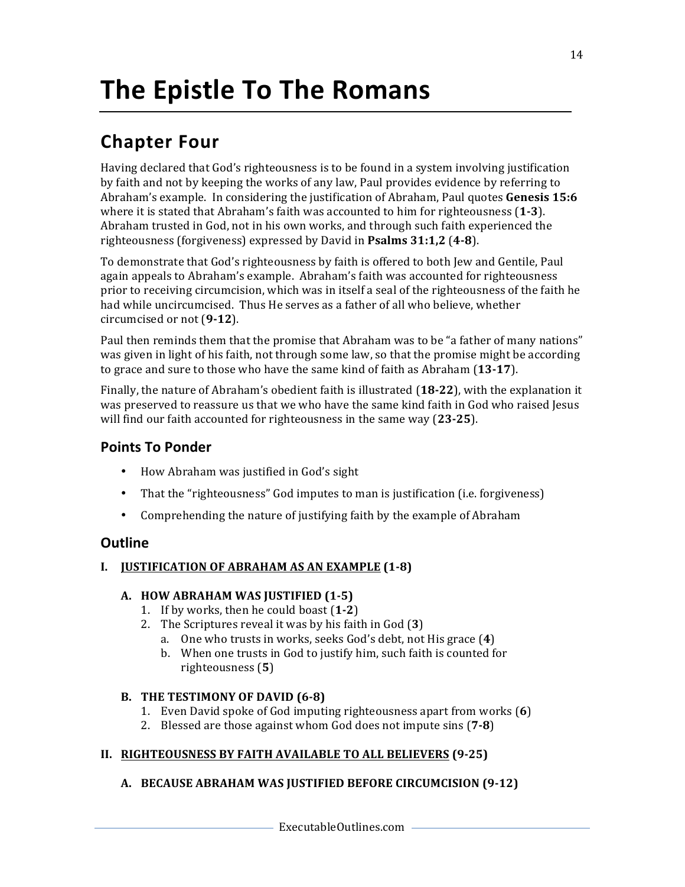# The Epistle To The Romans

## Chapter Four

Having declared that God's righteousness is to be found in a system involving justification by faith and not by keeping the works of any law, Paul provides evidence by referring to Abraham's example. In considering the justification of Abraham, Paul quotes **Genesis 15:6** where it is stated that Abraham's faith was accounted to him for righteousness (**1-3**). Abraham trusted in God, not in his own works, and through such faith experienced the righteousness (forgiveness) expressed by David in **Psalms 31:1,2** (**4-8**).

To demonstrate that God's righteousness by faith is offered to both Jew and Gentile, Paul again appeals to Abraham's example. Abraham's faith was accounted for righteousness prior to receiving circumcision, which was in itself a seal of the righteousness of the faith he had while uncircumcised. Thus He serves as a father of all who believe, whether circumcised or not (**9-12**).

Paul then reminds them that the promise that Abraham was to be "a father of many nations" was given in light of his faith, not through some law, so that the promise might be according to grace and sure to those who have the same kind of faith as Abraham (**13-17**).

Finally, the nature of Abraham's obedient faith is illustrated (**18-22**), with the explanation it was preserved to reassure us that we who have the same kind faith in God who raised Jesus will find our faith accounted for righteousness in the same way (**23-25**).

### Points To Ponder

- How Abraham was justified in God's sight
- That the "righteousness" God imputes to man is justification (i.e. forgiveness)
- Comprehending the nature of justifying faith by the example of Abraham

### Outline

**I. <u>JUSTIFICATION OF ABRAHAM AS AN EXAMPLE</u> (1-8)**

**A. HOW ABRAHAM WAS JUSTIFIED (1-5)**

1. If by works, then he could boast (**1-2**)
2. The Scriptures reveal it was by his faith in God (**3**)
   a. One who trusts in works, seeks God's debt, not His grace (**4**)
   b. When one trusts in God to justify him, such faith is counted for righteousness (**5**)

**B. THE TESTIMONY OF DAVID (6-8)**

1. Even David spoke of God imputing righteousness apart from works (**6**)
2. Blessed are those against whom God does not impute sins (**7-8**)

**II. <u>RIGHTEOUSNESS BY FAITH AVAILABLE TO ALL BELIEVERS</u> (9-25)**

**A. BECAUSE ABRAHAM WAS JUSTIFIED BEFORE CIRCUMCISION (9-12)**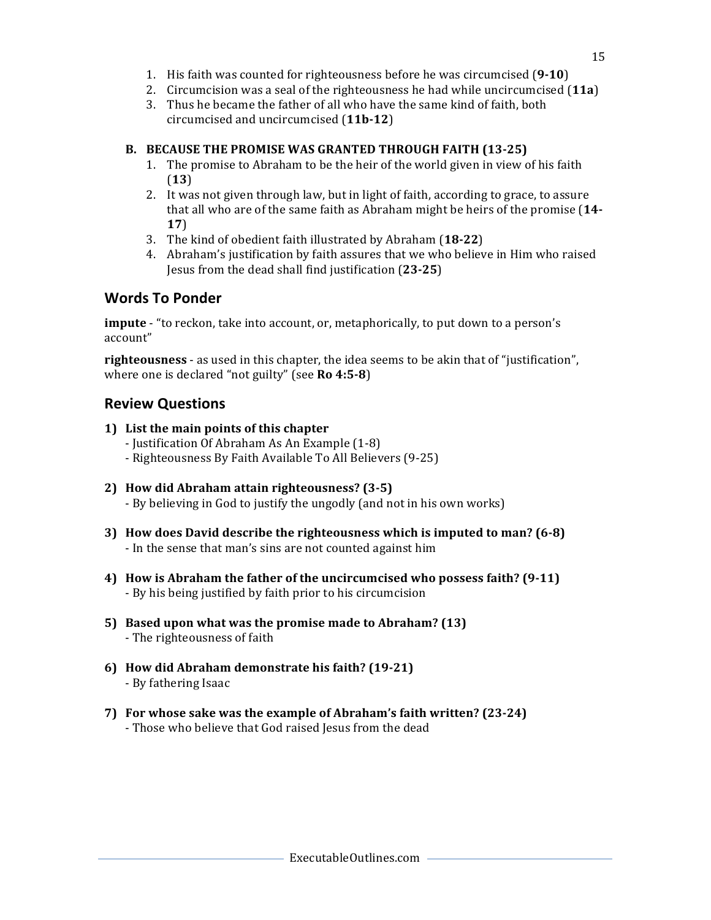1. His faith was counted for righteousness before he was circumcised (**9-10**)
2. Circumcision was a seal of the righteousness he had while uncircumcised (**11a**)
3. Thus he became the father of all who have the same kind of faith, both circumcised and uncircumcised (**11b-12**)

**B. BECAUSE THE PROMISE WAS GRANTED THROUGH FAITH (13-25)**

1. The promise to Abraham to be the heir of the world given in view of his faith (**13**)
2. It was not given through law, but in light of faith, according to grace, to assure that all who are of the same faith as Abraham might be heirs of the promise (**14-17**)
3. The kind of obedient faith illustrated by Abraham (**18-22**)
4. Abraham's justification by faith assures that we who believe in Him who raised Jesus from the dead shall find justification (**23-25**)

## Words To Ponder

**impute** - "to reckon, take into account, or, metaphorically, to put down to a person's account"

**righteousness** - as used in this chapter, the idea seems to be akin that of "justification", where one is declared "not guilty" (see **Ro 4:5-8**)

## Review Questions

**1) List the main points of this chapter**
- Justification Of Abraham As An Example (1-8)
- Righteousness By Faith Available To All Believers (9-25)

**2) How did Abraham attain righteousness? (3-5)**
- By believing in God to justify the ungodly (and not in his own works)

**3) How does David describe the righteousness which is imputed to man? (6-8)**
- In the sense that man's sins are not counted against him

**4) How is Abraham the father of the uncircumcised who possess faith? (9-11)**
- By his being justified by faith prior to his circumcision

**5) Based upon what was the promise made to Abraham? (13)**
- The righteousness of faith

**6) How did Abraham demonstrate his faith? (19-21)**
- By fathering Isaac

**7) For whose sake was the example of Abraham's faith written? (23-24)**
- Those who believe that God raised Jesus from the dead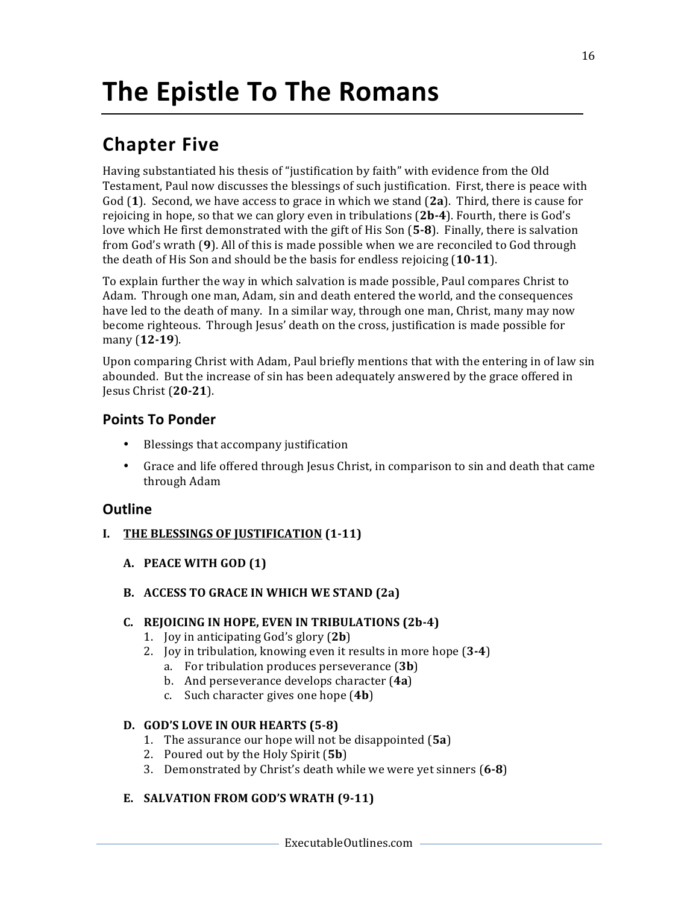# The Epistle To The Romans

## Chapter Five

Having substantiated his thesis of "justification by faith" with evidence from the Old Testament, Paul now discusses the blessings of such justification. First, there is peace with God (**1**). Second, we have access to grace in which we stand (**2a**). Third, there is cause for rejoicing in hope, so that we can glory even in tribulations (**2b-4**). Fourth, there is God's love which He first demonstrated with the gift of His Son (**5-8**). Finally, there is salvation from God's wrath (**9**). All of this is made possible when we are reconciled to God through the death of His Son and should be the basis for endless rejoicing (**10-11**).

To explain further the way in which salvation is made possible, Paul compares Christ to Adam. Through one man, Adam, sin and death entered the world, and the consequences have led to the death of many. In a similar way, through one man, Christ, many may now become righteous. Through Jesus' death on the cross, justification is made possible for many (**12-19**).

Upon comparing Christ with Adam, Paul briefly mentions that with the entering in of law sin abounded. But the increase of sin has been adequately answered by the grace offered in Jesus Christ (**20-21**).

### Points To Ponder

- Blessings that accompany justification
- Grace and life offered through Jesus Christ, in comparison to sin and death that came through Adam

### Outline

**I. <u>THE BLESSINGS OF JUSTIFICATION</u> (1-11)**

**A. PEACE WITH GOD (1)**

**B. ACCESS TO GRACE IN WHICH WE STAND (2a)**

**C. REJOICING IN HOPE, EVEN IN TRIBULATIONS (2b-4)**

1. Joy in anticipating God's glory (**2b**)
2. Joy in tribulation, knowing even it results in more hope (**3-4**)
   a. For tribulation produces perseverance (**3b**)
   b. And perseverance develops character (**4a**)
   c. Such character gives one hope (**4b**)

**D. GOD'S LOVE IN OUR HEARTS (5-8)**

1. The assurance our hope will not be disappointed (**5a**)
2. Poured out by the Holy Spirit (**5b**)
3. Demonstrated by Christ's death while we were yet sinners (**6-8**)

**E. SALVATION FROM GOD'S WRATH (9-11)**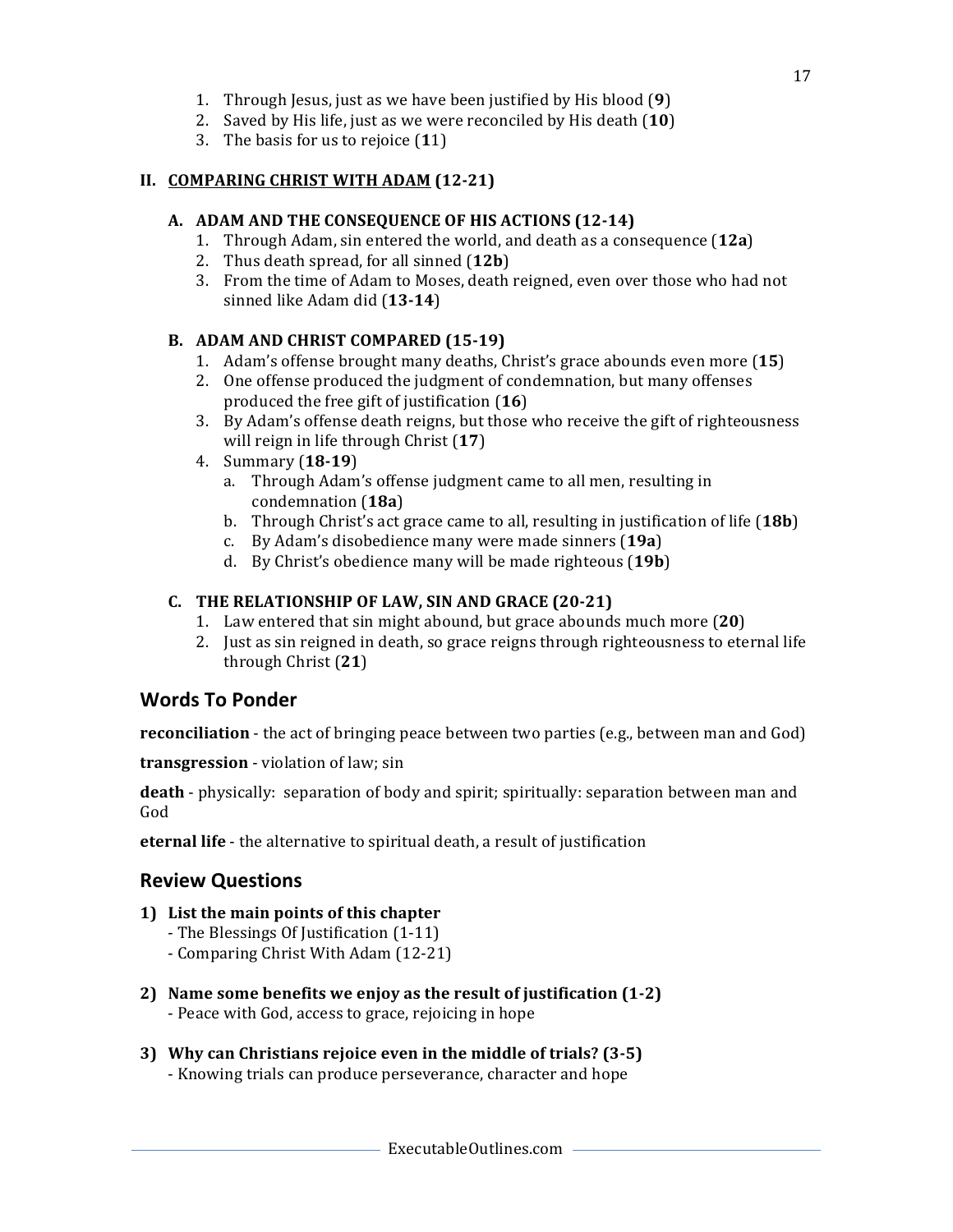1. Through Jesus, just as we have been justified by His blood (**9**)
2. Saved by His life, just as we were reconciled by His death (**10**)
3. The basis for us to rejoice (**1**1)

**II. <u>COMPARING CHRIST WITH ADAM</u> (12-21)**

**A. ADAM AND THE CONSEQUENCE OF HIS ACTIONS (12-14)**

1. Through Adam, sin entered the world, and death as a consequence (**12a**)
2. Thus death spread, for all sinned (**12b**)
3. From the time of Adam to Moses, death reigned, even over those who had not sinned like Adam did (**13-14**)

**B. ADAM AND CHRIST COMPARED (15-19)**

1. Adam's offense brought many deaths, Christ's grace abounds even more (**15**)
2. One offense produced the judgment of condemnation, but many offenses produced the free gift of justification (**16**)
3. By Adam's offense death reigns, but those who receive the gift of righteousness will reign in life through Christ (**17**)
4. Summary (**18-19**)
   a. Through Adam's offense judgment came to all men, resulting in condemnation (**18a**)
   b. Through Christ's act grace came to all, resulting in justification of life (**18b**)
   c. By Adam's disobedience many were made sinners (**19a**)
   d. By Christ's obedience many will be made righteous (**19b**)

**C. THE RELATIONSHIP OF LAW, SIN AND GRACE (20-21)**

1. Law entered that sin might abound, but grace abounds much more (**20**)
2. Just as sin reigned in death, so grace reigns through righteousness to eternal life through Christ (**21**)

## Words To Ponder

**reconciliation** - the act of bringing peace between two parties (e.g., between man and God)

**transgression** - violation of law; sin

**death** - physically: separation of body and spirit; spiritually: separation between man and God

**eternal life** - the alternative to spiritual death, a result of justification

## Review Questions

**1) List the main points of this chapter**
- The Blessings Of Justification (1-11)
- Comparing Christ With Adam (12-21)

**2) Name some benefits we enjoy as the result of justification (1-2)**
- Peace with God, access to grace, rejoicing in hope

**3) Why can Christians rejoice even in the middle of trials? (3-5)**
- Knowing trials can produce perseverance, character and hope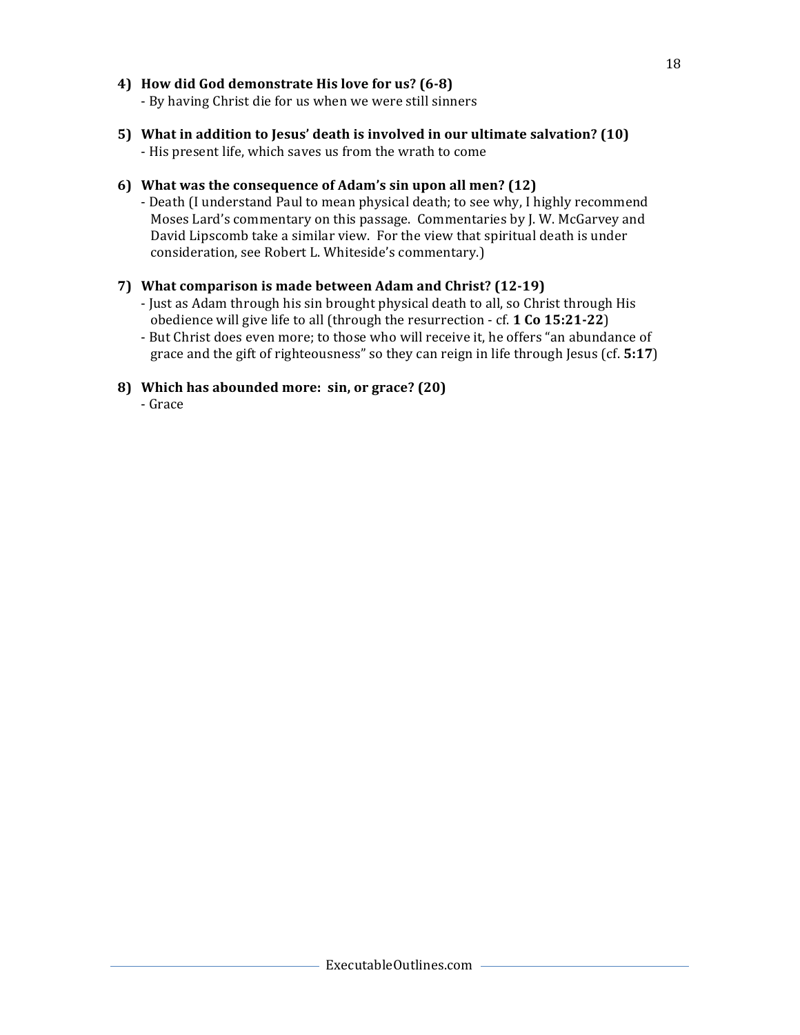**4) How did God demonstrate His love for us? (6-8)**

- By having Christ die for us when we were still sinners

**5) What in addition to Jesus' death is involved in our ultimate salvation? (10)**

- His present life, which saves us from the wrath to come

**6) What was the consequence of Adam's sin upon all men? (12)**

- Death (I understand Paul to mean physical death; to see why, I highly recommend Moses Lard's commentary on this passage. Commentaries by J. W. McGarvey and David Lipscomb take a similar view. For the view that spiritual death is under consideration, see Robert L. Whiteside's commentary.)

**7) What comparison is made between Adam and Christ? (12-19)**

- Just as Adam through his sin brought physical death to all, so Christ through His obedience will give life to all (through the resurrection - cf. **1 Co 15:21-22**)
- But Christ does even more; to those who will receive it, he offers "an abundance of grace and the gift of righteousness" so they can reign in life through Jesus (cf. **5:17**)

**8) Which has abounded more: sin, or grace? (20)**

- Grace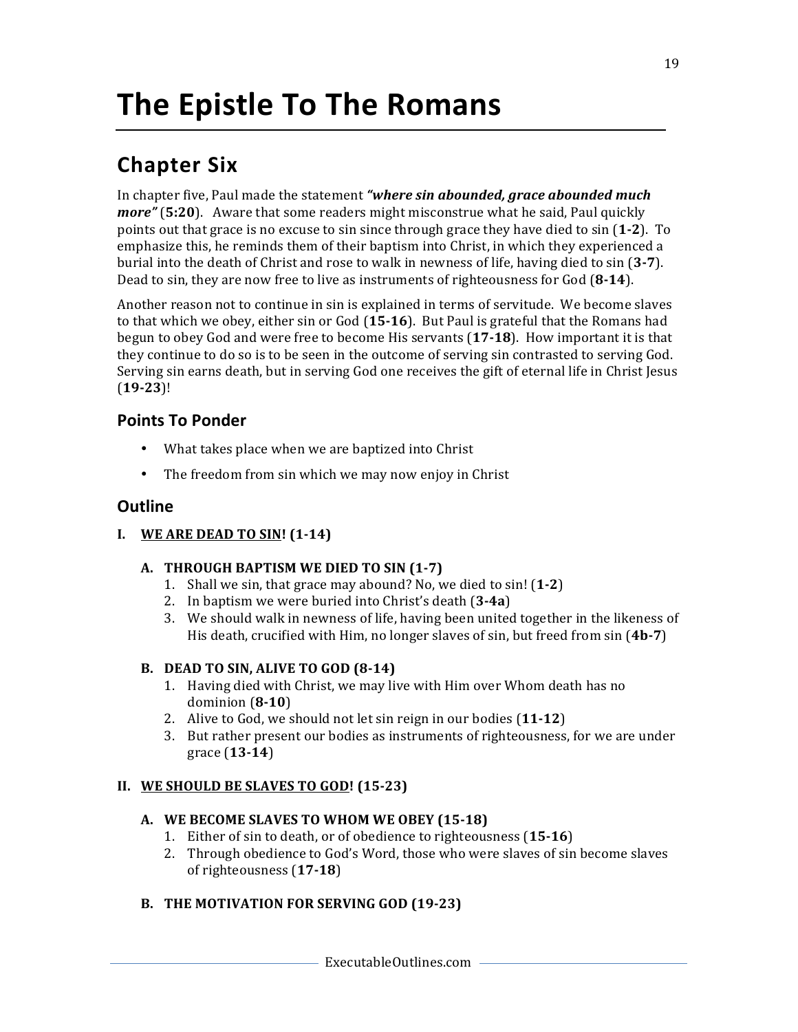# The Epistle To The Romans

## Chapter Six

In chapter five, Paul made the statement ***"where sin abounded, grace abounded much more"*** (**5:20**). Aware that some readers might misconstrue what he said, Paul quickly points out that grace is no excuse to sin since through grace they have died to sin (**1-2**). To emphasize this, he reminds them of their baptism into Christ, in which they experienced a burial into the death of Christ and rose to walk in newness of life, having died to sin (**3-7**). Dead to sin, they are now free to live as instruments of righteousness for God (**8-14**).

Another reason not to continue in sin is explained in terms of servitude. We become slaves to that which we obey, either sin or God (**15-16**). But Paul is grateful that the Romans had begun to obey God and were free to become His servants (**17-18**). How important it is that they continue to do so is to be seen in the outcome of serving sin contrasted to serving God. Serving sin earns death, but in serving God one receives the gift of eternal life in Christ Jesus (**19-23**)!

### Points To Ponder

- What takes place when we are baptized into Christ
- The freedom from sin which we may now enjoy in Christ

### Outline

**I. <u>WE ARE DEAD TO SIN</u>! (1-14)**

**A. THROUGH BAPTISM WE DIED TO SIN (1-7)**

1. Shall we sin, that grace may abound? No, we died to sin! (**1-2**)
2. In baptism we were buried into Christ's death (**3-4a**)
3. We should walk in newness of life, having been united together in the likeness of His death, crucified with Him, no longer slaves of sin, but freed from sin (**4b-7**)

**B. DEAD TO SIN, ALIVE TO GOD (8-14)**

1. Having died with Christ, we may live with Him over Whom death has no dominion (**8-10**)
2. Alive to God, we should not let sin reign in our bodies (**11-12**)
3. But rather present our bodies as instruments of righteousness, for we are under grace (**13-14**)

**II. <u>WE SHOULD BE SLAVES TO GOD</u>! (15-23)**

**A. WE BECOME SLAVES TO WHOM WE OBEY (15-18)**

1. Either of sin to death, or of obedience to righteousness (**15-16**)
2. Through obedience to God's Word, those who were slaves of sin become slaves of righteousness (**17-18**)

**B. THE MOTIVATION FOR SERVING GOD (19-23)**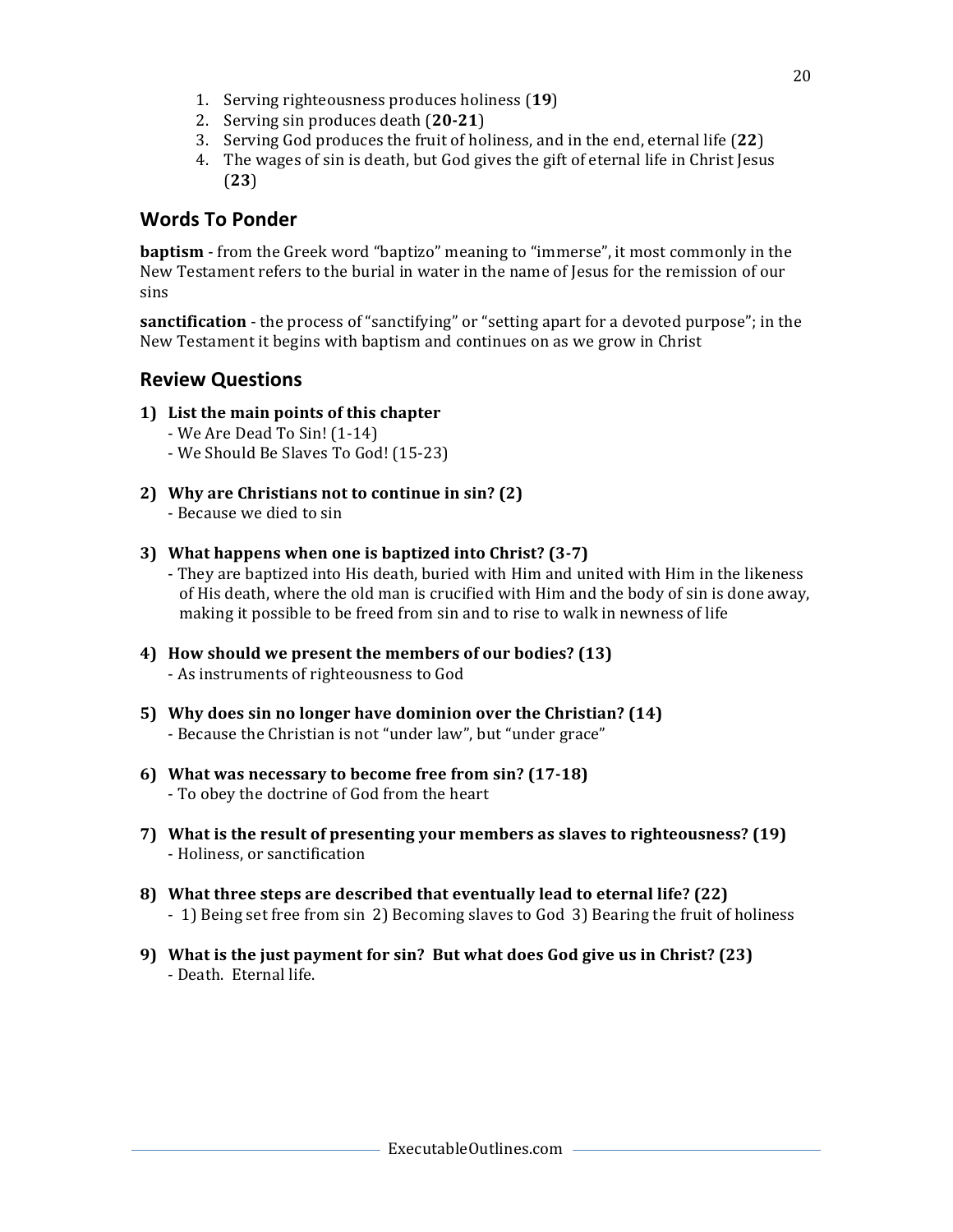1. Serving righteousness produces holiness (**19**)
2. Serving sin produces death (**20-21**)
3. Serving God produces the fruit of holiness, and in the end, eternal life (**22**)
4. The wages of sin is death, but God gives the gift of eternal life in Christ Jesus (**23**)

## Words To Ponder

**baptism** - from the Greek word "baptizo" meaning to "immerse", it most commonly in the New Testament refers to the burial in water in the name of Jesus for the remission of our sins

**sanctification** - the process of "sanctifying" or "setting apart for a devoted purpose"; in the New Testament it begins with baptism and continues on as we grow in Christ

## Review Questions

**1) List the main points of this chapter**
- We Are Dead To Sin! (1-14)
- We Should Be Slaves To God! (15-23)

**2) Why are Christians not to continue in sin? (2)**
- Because we died to sin

**3) What happens when one is baptized into Christ? (3-7)**
- They are baptized into His death, buried with Him and united with Him in the likeness of His death, where the old man is crucified with Him and the body of sin is done away, making it possible to be freed from sin and to rise to walk in newness of life

**4) How should we present the members of our bodies? (13)**
- As instruments of righteousness to God

**5) Why does sin no longer have dominion over the Christian? (14)**
- Because the Christian is not "under law", but "under grace"

**6) What was necessary to become free from sin? (17-18)**
- To obey the doctrine of God from the heart

**7) What is the result of presenting your members as slaves to righteousness? (19)**
- Holiness, or sanctification

**8) What three steps are described that eventually lead to eternal life? (22)**
- 1) Being set free from sin 2) Becoming slaves to God 3) Bearing the fruit of holiness

**9) What is the just payment for sin? But what does God give us in Christ? (23)**
- Death. Eternal life.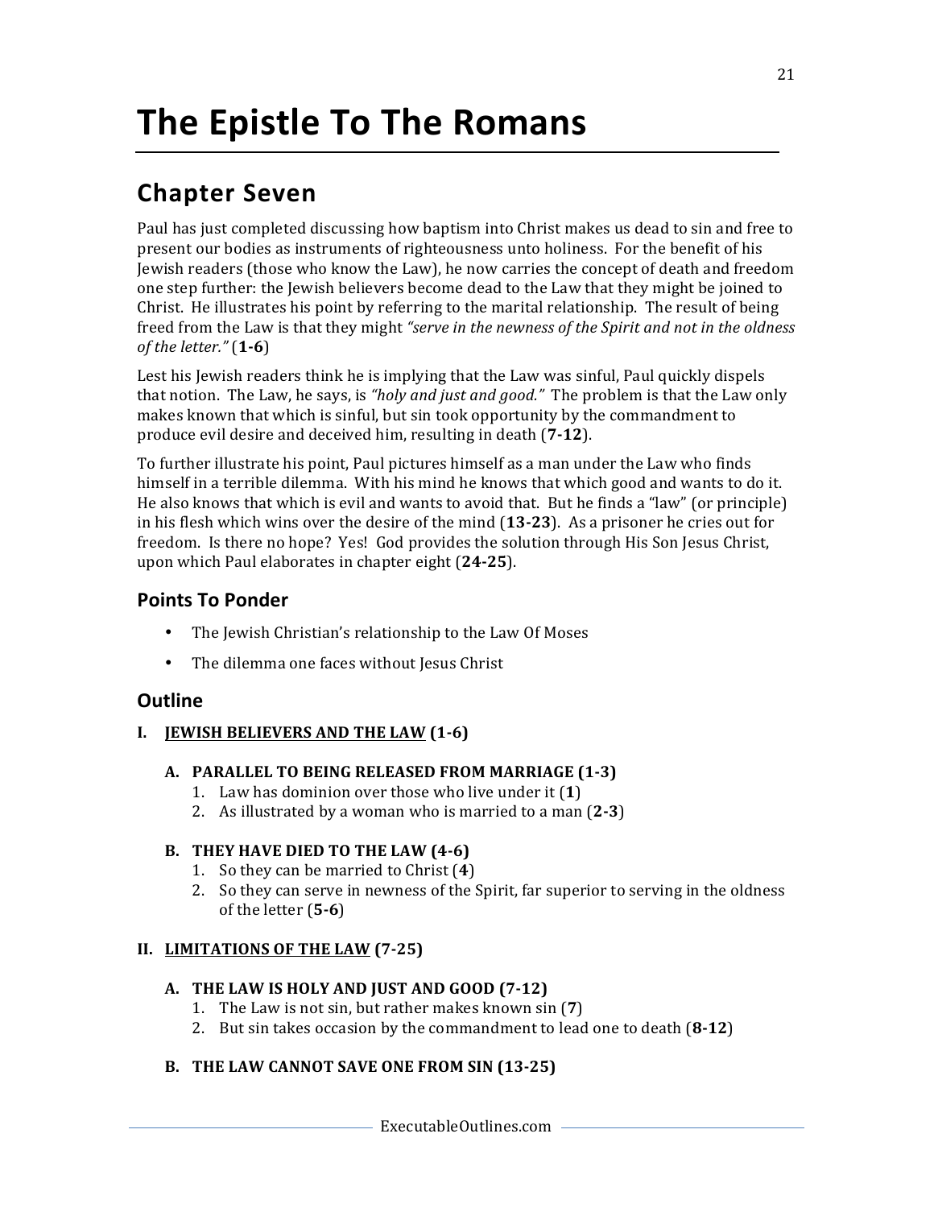# The Epistle To The Romans

## Chapter Seven

Paul has just completed discussing how baptism into Christ makes us dead to sin and free to present our bodies as instruments of righteousness unto holiness. For the benefit of his Jewish readers (those who know the Law), he now carries the concept of death and freedom one step further: the Jewish believers become dead to the Law that they might be joined to Christ. He illustrates his point by referring to the marital relationship. The result of being freed from the Law is that they might *"serve in the newness of the Spirit and not in the oldness of the letter."* (**1-6**)

Lest his Jewish readers think he is implying that the Law was sinful, Paul quickly dispels that notion. The Law, he says, is *"holy and just and good."* The problem is that the Law only makes known that which is sinful, but sin took opportunity by the commandment to produce evil desire and deceived him, resulting in death (**7-12**).

To further illustrate his point, Paul pictures himself as a man under the Law who finds himself in a terrible dilemma. With his mind he knows that which good and wants to do it. He also knows that which is evil and wants to avoid that. But he finds a "law" (or principle) in his flesh which wins over the desire of the mind (**13-23**). As a prisoner he cries out for freedom. Is there no hope? Yes! God provides the solution through His Son Jesus Christ, upon which Paul elaborates in chapter eight (**24-25**).

### Points To Ponder

- The Jewish Christian's relationship to the Law Of Moses
- The dilemma one faces without Jesus Christ

### Outline

**I. <u>JEWISH BELIEVERS AND THE LAW</u> (1-6)**

**A. PARALLEL TO BEING RELEASED FROM MARRIAGE (1-3)**

1. Law has dominion over those who live under it (**1**)
2. As illustrated by a woman who is married to a man (**2-3**)

**B. THEY HAVE DIED TO THE LAW (4-6)**

1. So they can be married to Christ (**4**)
2. So they can serve in newness of the Spirit, far superior to serving in the oldness of the letter (**5-6**)

**II. <u>LIMITATIONS OF THE LAW</u> (7-25)**

**A. THE LAW IS HOLY AND JUST AND GOOD (7-12)**

1. The Law is not sin, but rather makes known sin (**7**)
2. But sin takes occasion by the commandment to lead one to death (**8-12**)

**B. THE LAW CANNOT SAVE ONE FROM SIN (13-25)**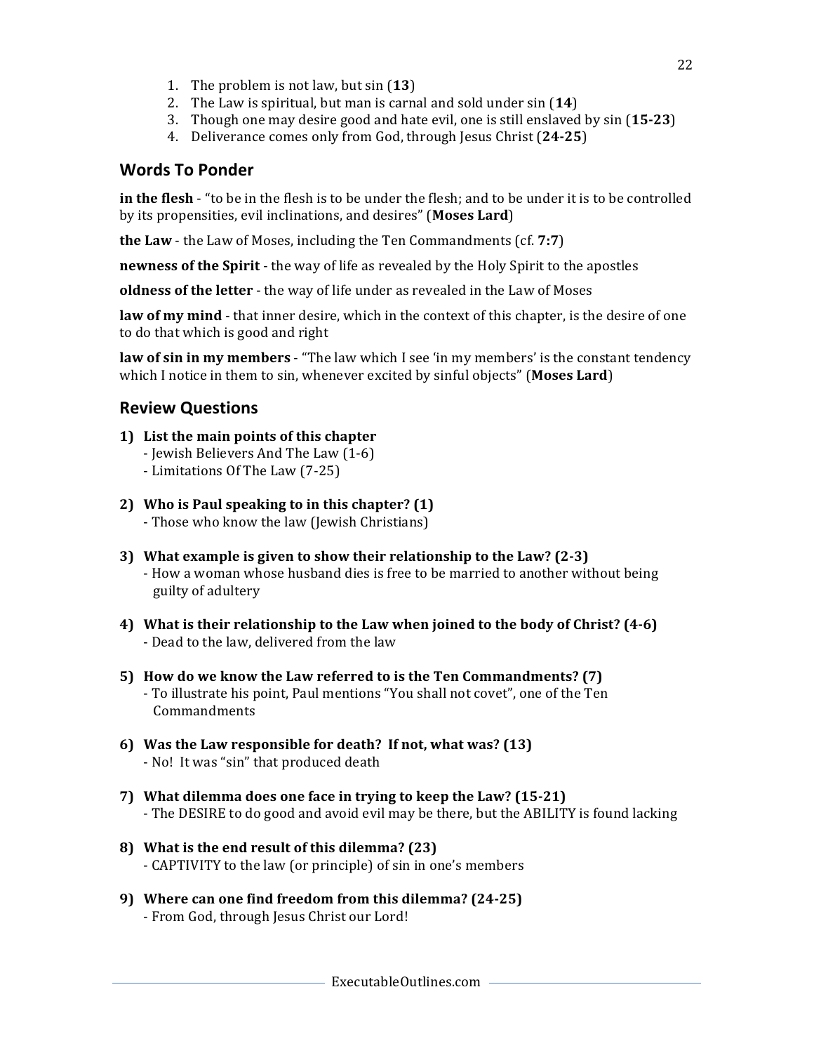1. The problem is not law, but sin (**13**)
2. The Law is spiritual, but man is carnal and sold under sin (**14**)
3. Though one may desire good and hate evil, one is still enslaved by sin (**15-23**)
4. Deliverance comes only from God, through Jesus Christ (**24-25**)

## Words To Ponder

**in the flesh** - "to be in the flesh is to be under the flesh; and to be under it is to be controlled by its propensities, evil inclinations, and desires" (**Moses Lard**)

**the Law** - the Law of Moses, including the Ten Commandments (cf. **7:7**)

**newness of the Spirit** - the way of life as revealed by the Holy Spirit to the apostles

**oldness of the letter** - the way of life under as revealed in the Law of Moses

**law of my mind** - that inner desire, which in the context of this chapter, is the desire of one to do that which is good and right

**law of sin in my members** - "The law which I see 'in my members' is the constant tendency which I notice in them to sin, whenever excited by sinful objects" (**Moses Lard**)

## Review Questions

**1) List the main points of this chapter**
- Jewish Believers And The Law (1-6)
- Limitations Of The Law (7-25)

**2) Who is Paul speaking to in this chapter? (1)**
- Those who know the law (Jewish Christians)

**3) What example is given to show their relationship to the Law? (2-3)**
- How a woman whose husband dies is free to be married to another without being guilty of adultery

**4) What is their relationship to the Law when joined to the body of Christ? (4-6)**
- Dead to the law, delivered from the law

**5) How do we know the Law referred to is the Ten Commandments? (7)**
- To illustrate his point, Paul mentions "You shall not covet", one of the Ten Commandments

**6) Was the Law responsible for death? If not, what was? (13)**
- No! It was "sin" that produced death

**7) What dilemma does one face in trying to keep the Law? (15-21)**
- The DESIRE to do good and avoid evil may be there, but the ABILITY is found lacking

**8) What is the end result of this dilemma? (23)**
- CAPTIVITY to the law (or principle) of sin in one's members

**9) Where can one find freedom from this dilemma? (24-25)**
- From God, through Jesus Christ our Lord!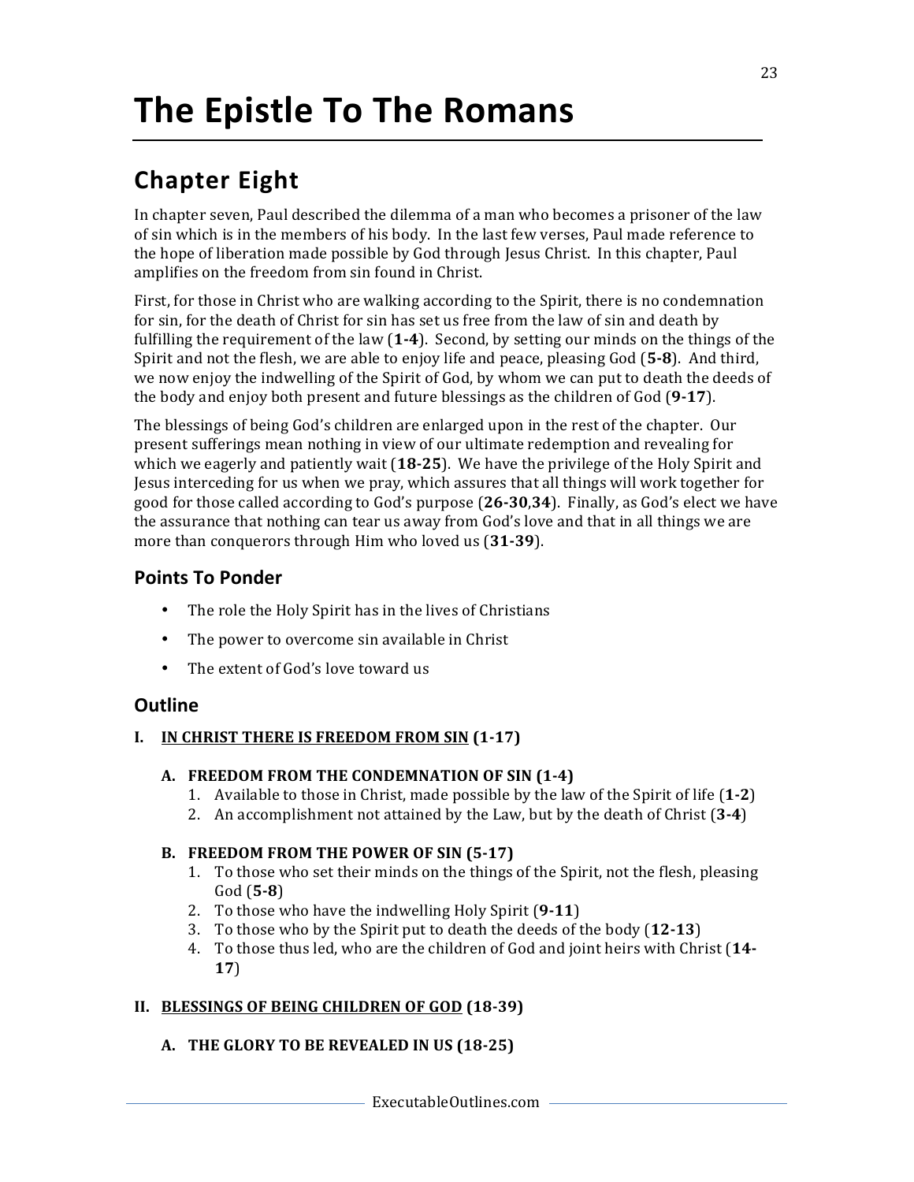# The Epistle To The Romans

## Chapter Eight

In chapter seven, Paul described the dilemma of a man who becomes a prisoner of the law of sin which is in the members of his body. In the last few verses, Paul made reference to the hope of liberation made possible by God through Jesus Christ. In this chapter, Paul amplifies on the freedom from sin found in Christ.

First, for those in Christ who are walking according to the Spirit, there is no condemnation for sin, for the death of Christ for sin has set us free from the law of sin and death by fulfilling the requirement of the law (**1-4**). Second, by setting our minds on the things of the Spirit and not the flesh, we are able to enjoy life and peace, pleasing God (**5-8**). And third, we now enjoy the indwelling of the Spirit of God, by whom we can put to death the deeds of the body and enjoy both present and future blessings as the children of God (**9-17**).

The blessings of being God's children are enlarged upon in the rest of the chapter. Our present sufferings mean nothing in view of our ultimate redemption and revealing for which we eagerly and patiently wait (**18-25**). We have the privilege of the Holy Spirit and Jesus interceding for us when we pray, which assures that all things will work together for good for those called according to God's purpose (**26-30**,**34**). Finally, as God's elect we have the assurance that nothing can tear us away from God's love and that in all things we are more than conquerors through Him who loved us (**31-39**).

### Points To Ponder

- The role the Holy Spirit has in the lives of Christians
- The power to overcome sin available in Christ
- The extent of God's love toward us

### Outline

**I. <u>IN CHRIST THERE IS FREEDOM FROM SIN</u> (1-17)**

**A. FREEDOM FROM THE CONDEMNATION OF SIN (1-4)**

1. Available to those in Christ, made possible by the law of the Spirit of life (**1-2**)
2. An accomplishment not attained by the Law, but by the death of Christ (**3-4**)

**B. FREEDOM FROM THE POWER OF SIN (5-17)**

1. To those who set their minds on the things of the Spirit, not the flesh, pleasing God (**5-8**)
2. To those who have the indwelling Holy Spirit (**9-11**)
3. To those who by the Spirit put to death the deeds of the body (**12-13**)
4. To those thus led, who are the children of God and joint heirs with Christ (**14-17**)

**II. <u>BLESSINGS OF BEING CHILDREN OF GOD</u> (18-39)**

**A. THE GLORY TO BE REVEALED IN US (18-25)**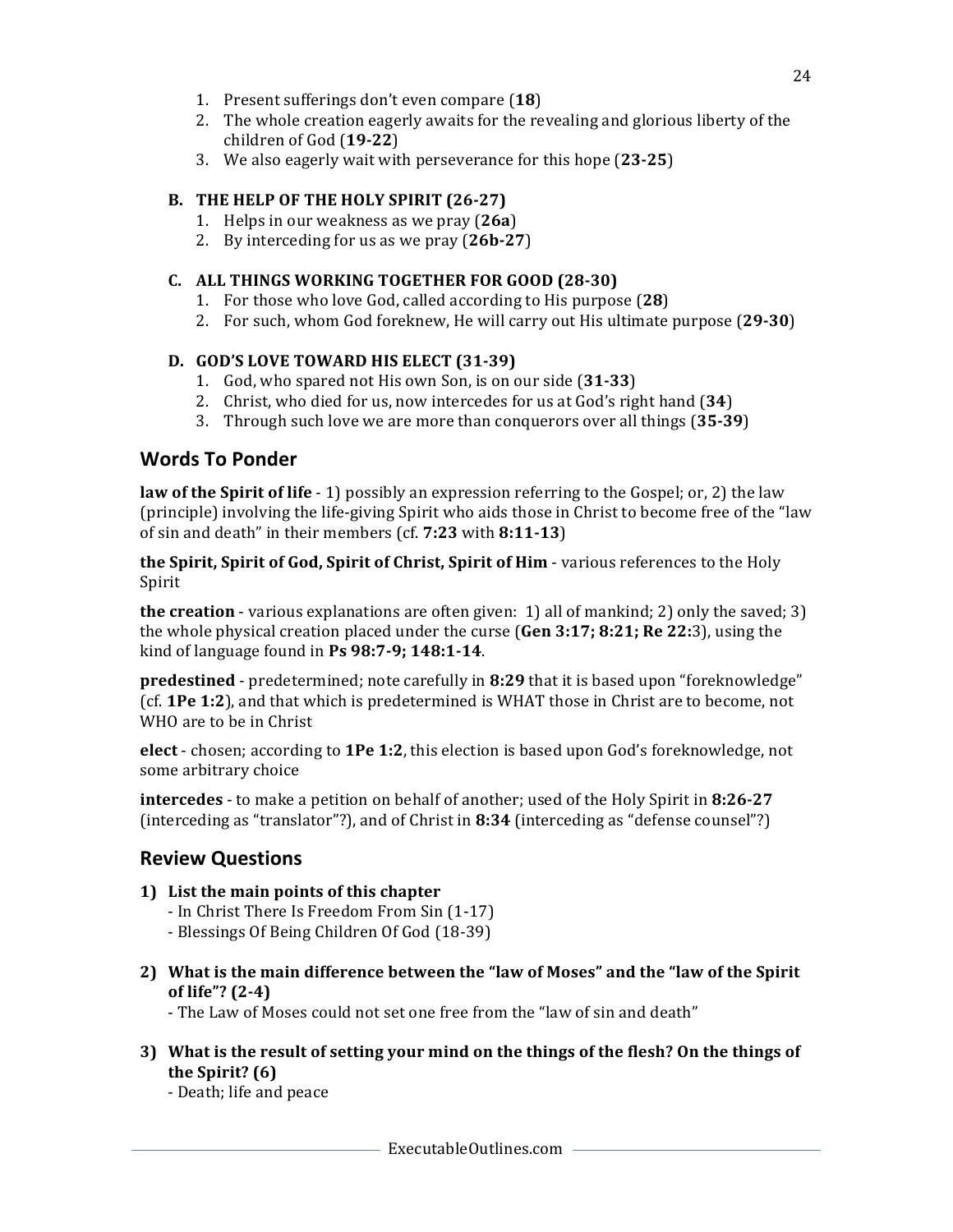1. Present sufferings don't even compare (**18**)
2. The whole creation eagerly awaits for the revealing and glorious liberty of the children of God (**19-22**)
3. We also eagerly wait with perseverance for this hope (**23-25**)

**B. THE HELP OF THE HOLY SPIRIT (26-27)**

1. Helps in our weakness as we pray (**26a**)
2. By interceding for us as we pray (**26b-27**)

**C. ALL THINGS WORKING TOGETHER FOR GOOD (28-30)**

1. For those who love God, called according to His purpose (**28**)
2. For such, whom God foreknew, He will carry out His ultimate purpose (**29-30**)

**D. GOD'S LOVE TOWARD HIS ELECT (31-39)**

1. God, who spared not His own Son, is on our side (**31-33**)
2. Christ, who died for us, now intercedes for us at God's right hand (**34**)
3. Through such love we are more than conquerors over all things (**35-39**)

## Words To Ponder

**law of the Spirit of life** - 1) possibly an expression referring to the Gospel; or, 2) the law (principle) involving the life-giving Spirit who aids those in Christ to become free of the "law of sin and death" in their members (cf. **7:23** with **8:11-13**)

**the Spirit, Spirit of God, Spirit of Christ, Spirit of Him** - various references to the Holy Spirit

**the creation** - various explanations are often given: 1) all of mankind; 2) only the saved; 3) the whole physical creation placed under the curse (**Gen 3:17; 8:21; Re 22:**3), using the kind of language found in **Ps 98:7-9; 148:1-14**.

**predestined** - predetermined; note carefully in **8:29** that it is based upon "foreknowledge" (cf. **1Pe 1:2**), and that which is predetermined is WHAT those in Christ are to become, not WHO are to be in Christ

**elect** - chosen; according to **1Pe 1:2**, this election is based upon God's foreknowledge, not some arbitrary choice

**intercedes** - to make a petition on behalf of another; used of the Holy Spirit in **8:26-27** (interceding as "translator"?), and of Christ in **8:34** (interceding as "defense counsel"?)

## Review Questions

**1) List the main points of this chapter**

- In Christ There Is Freedom From Sin (1-17)
- Blessings Of Being Children Of God (18-39)

**2) What is the main difference between the "law of Moses" and the "law of the Spirit of life"? (2-4)**

- The Law of Moses could not set one free from the "law of sin and death"

**3) What is the result of setting your mind on the things of the flesh? On the things of the Spirit? (6)**

- Death; life and peace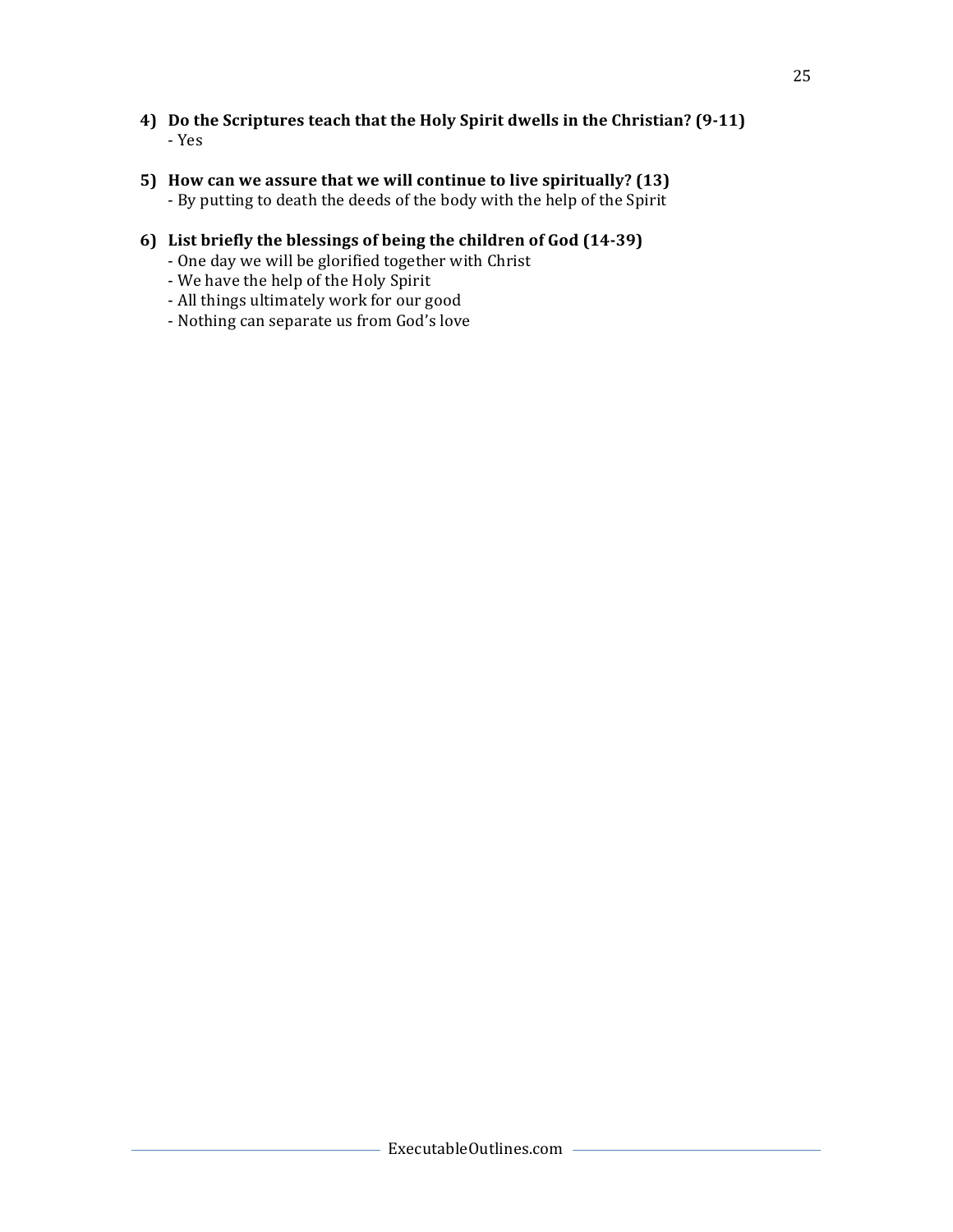**4) Do the Scriptures teach that the Holy Spirit dwells in the Christian? (9-11)**
- Yes

**5) How can we assure that we will continue to live spiritually? (13)**
- By putting to death the deeds of the body with the help of the Spirit

**6) List briefly the blessings of being the children of God (14-39)**
- One day we will be glorified together with Christ
- We have the help of the Holy Spirit
- All things ultimately work for our good
- Nothing can separate us from God's love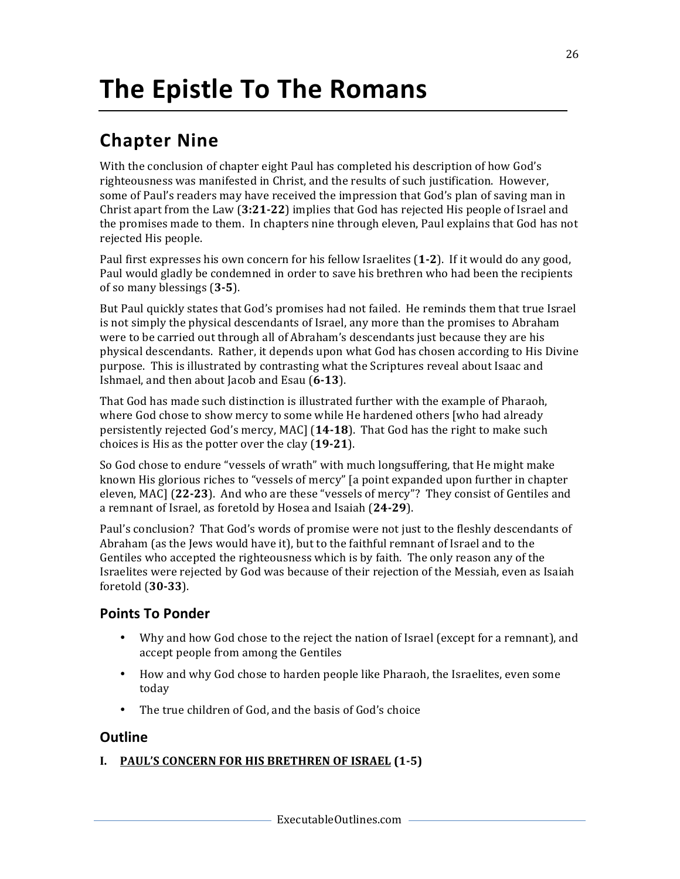# The Epistle To The Romans

## Chapter Nine

With the conclusion of chapter eight Paul has completed his description of how God's righteousness was manifested in Christ, and the results of such justification. However, some of Paul's readers may have received the impression that God's plan of saving man in Christ apart from the Law (**3:21-22**) implies that God has rejected His people of Israel and the promises made to them. In chapters nine through eleven, Paul explains that God has not rejected His people.

Paul first expresses his own concern for his fellow Israelites (**1-2**). If it would do any good, Paul would gladly be condemned in order to save his brethren who had been the recipients of so many blessings (**3-5**).

But Paul quickly states that God's promises had not failed. He reminds them that true Israel is not simply the physical descendants of Israel, any more than the promises to Abraham were to be carried out through all of Abraham's descendants just because they are his physical descendants. Rather, it depends upon what God has chosen according to His Divine purpose. This is illustrated by contrasting what the Scriptures reveal about Isaac and Ishmael, and then about Jacob and Esau (**6-13**).

That God has made such distinction is illustrated further with the example of Pharaoh, where God chose to show mercy to some while He hardened others [who had already persistently rejected God's mercy, MAC] (**14-18**). That God has the right to make such choices is His as the potter over the clay (**19-21**).

So God chose to endure "vessels of wrath" with much longsuffering, that He might make known His glorious riches to "vessels of mercy" [a point expanded upon further in chapter eleven, MAC] (**22-23**). And who are these "vessels of mercy"? They consist of Gentiles and a remnant of Israel, as foretold by Hosea and Isaiah (**24-29**).

Paul's conclusion? That God's words of promise were not just to the fleshly descendants of Abraham (as the Jews would have it), but to the faithful remnant of Israel and to the Gentiles who accepted the righteousness which is by faith. The only reason any of the Israelites were rejected by God was because of their rejection of the Messiah, even as Isaiah foretold (**30-33**).

### Points To Ponder

- Why and how God chose to the reject the nation of Israel (except for a remnant), and accept people from among the Gentiles
- How and why God chose to harden people like Pharaoh, the Israelites, even some today
- The true children of God, and the basis of God's choice

### Outline

**I. <u>PAUL'S CONCERN FOR HIS BRETHREN OF ISRAEL</u> (1-5)**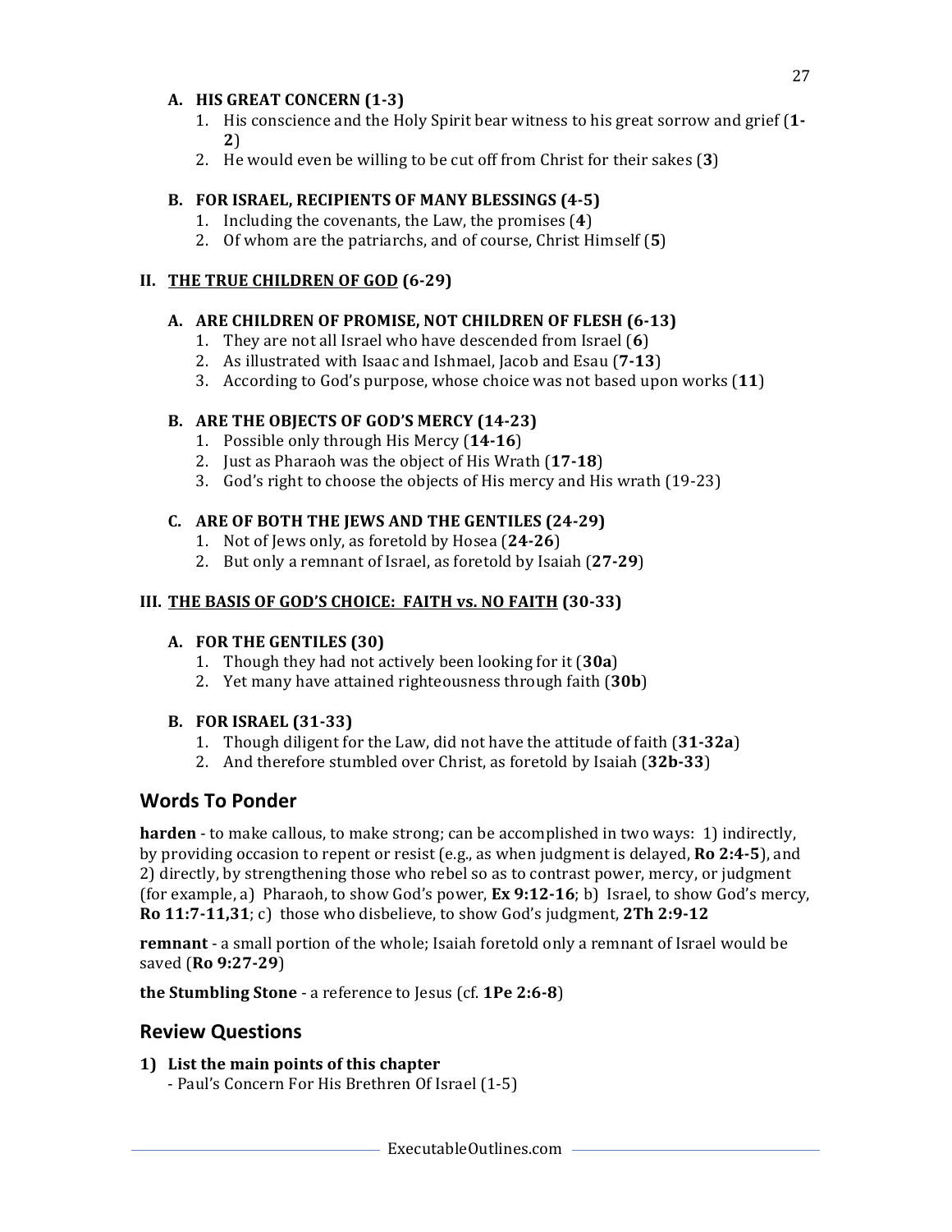### A. HIS GREAT CONCERN (1-3)

1. His conscience and the Holy Spirit bear witness to his great sorrow and grief (**1-2**)
2. He would even be willing to be cut off from Christ for their sakes (**3**)

### B. FOR ISRAEL, RECIPIENTS OF MANY BLESSINGS (4-5)

1. Including the covenants, the Law, the promises (**4**)
2. Of whom are the patriarchs, and of course, Christ Himself (**5**)

## II. <u>THE TRUE CHILDREN OF GOD</u> (6-29)

### A. ARE CHILDREN OF PROMISE, NOT CHILDREN OF FLESH (6-13)

1. They are not all Israel who have descended from Israel (**6**)
2. As illustrated with Isaac and Ishmael, Jacob and Esau (**7-13**)
3. According to God's purpose, whose choice was not based upon works (**11**)

### B. ARE THE OBJECTS OF GOD'S MERCY (14-23)

1. Possible only through His Mercy (**14-16**)
2. Just as Pharaoh was the object of His Wrath (**17-18**)
3. God's right to choose the objects of His mercy and His wrath (19-23)

### C. ARE OF BOTH THE JEWS AND THE GENTILES (24-29)

1. Not of Jews only, as foretold by Hosea (**24-26**)
2. But only a remnant of Israel, as foretold by Isaiah (**27-29**)

## III. <u>THE BASIS OF GOD'S CHOICE: FAITH vs. NO FAITH</u> (30-33)

### A. FOR THE GENTILES (30)

1. Though they had not actively been looking for it (**30a**)
2. Yet many have attained righteousness through faith (**30b**)

### B. FOR ISRAEL (31-33)

1. Though diligent for the Law, did not have the attitude of faith (**31-32a**)
2. And therefore stumbled over Christ, as foretold by Isaiah (**32b-33**)

## Words To Ponder

**harden** - to make callous, to make strong; can be accomplished in two ways: 1) indirectly, by providing occasion to repent or resist (e.g., as when judgment is delayed, **Ro 2:4-5**), and 2) directly, by strengthening those who rebel so as to contrast power, mercy, or judgment (for example, a) Pharaoh, to show God's power, **Ex 9:12-16**; b) Israel, to show God's mercy, **Ro 11:7-11,31**; c) those who disbelieve, to show God's judgment, **2Th 2:9-12**

**remnant** - a small portion of the whole; Isaiah foretold only a remnant of Israel would be saved (**Ro 9:27-29**)

**the Stumbling Stone** - a reference to Jesus (cf. **1Pe 2:6-8**)

## Review Questions

**1) List the main points of this chapter**

- Paul's Concern For His Brethren Of Israel (1-5)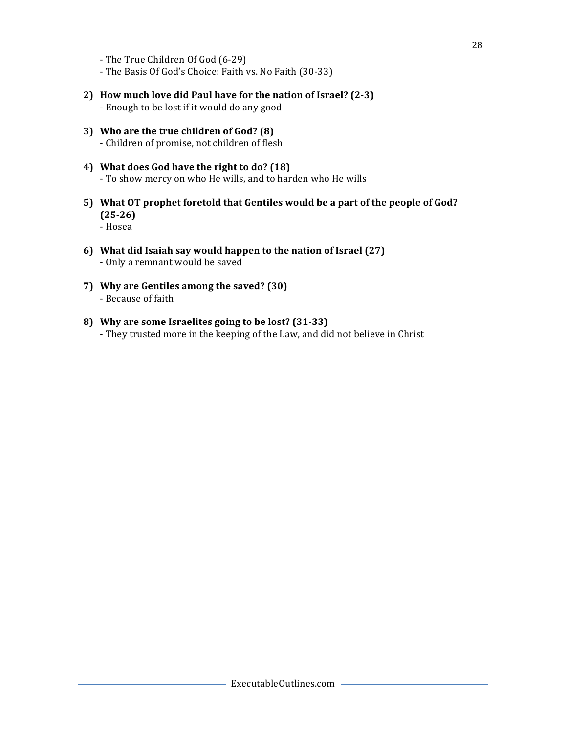- The True Children Of God (6-29)
- The Basis Of God's Choice: Faith vs. No Faith (30-33)

2) **How much love did Paul have for the nation of Israel? (2-3)**
   - Enough to be lost if it would do any good

3) **Who are the true children of God? (8)**
   - Children of promise, not children of flesh

4) **What does God have the right to do? (18)**
   - To show mercy on who He wills, and to harden who He wills

5) **What OT prophet foretold that Gentiles would be a part of the people of God? (25-26)**
   - Hosea

6) **What did Isaiah say would happen to the nation of Israel (27)**
   - Only a remnant would be saved

7) **Why are Gentiles among the saved? (30)**
   - Because of faith

8) **Why are some Israelites going to be lost? (31-33)**
   - They trusted more in the keeping of the Law, and did not believe in Christ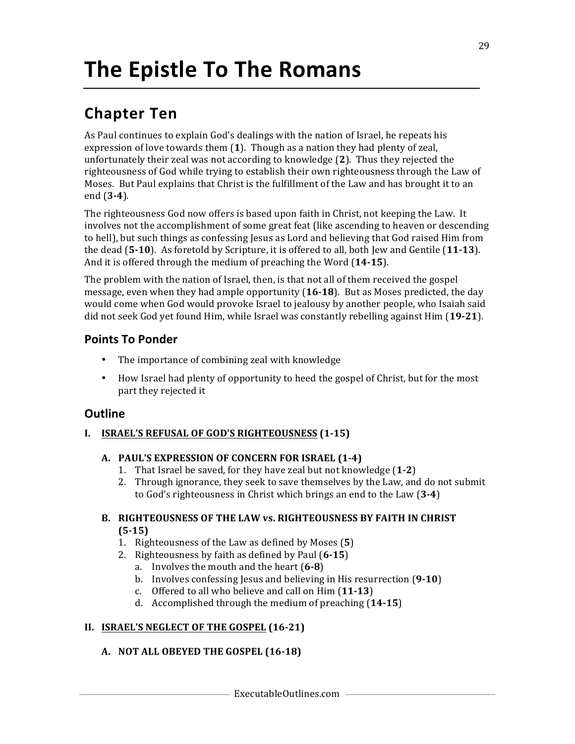# The Epistle To The Romans

## Chapter Ten

As Paul continues to explain God's dealings with the nation of Israel, he repeats his expression of love towards them (**1**). Though as a nation they had plenty of zeal, unfortunately their zeal was not according to knowledge (**2**). Thus they rejected the righteousness of God while trying to establish their own righteousness through the Law of Moses. But Paul explains that Christ is the fulfillment of the Law and has brought it to an end (**3-4**).

The righteousness God now offers is based upon faith in Christ, not keeping the Law. It involves not the accomplishment of some great feat (like ascending to heaven or descending to hell), but such things as confessing Jesus as Lord and believing that God raised Him from the dead (**5-10**). As foretold by Scripture, it is offered to all, both Jew and Gentile (**11-13**). And it is offered through the medium of preaching the Word (**14-15**).

The problem with the nation of Israel, then, is that not all of them received the gospel message, even when they had ample opportunity (**16-18**). But as Moses predicted, the day would come when God would provoke Israel to jealousy by another people, who Isaiah said did not seek God yet found Him, while Israel was constantly rebelling against Him (**19-21**).

### Points To Ponder

- The importance of combining zeal with knowledge
- How Israel had plenty of opportunity to heed the gospel of Christ, but for the most part they rejected it

### Outline

**I. <u>ISRAEL'S REFUSAL OF GOD'S RIGHTEOUSNESS</u> (1-15)**

**A. PAUL'S EXPRESSION OF CONCERN FOR ISRAEL (1-4)**

1. That Israel be saved, for they have zeal but not knowledge (**1-2**)
2. Through ignorance, they seek to save themselves by the Law, and do not submit to God's righteousness in Christ which brings an end to the Law (**3-4**)

**B. RIGHTEOUSNESS OF THE LAW vs. RIGHTEOUSNESS BY FAITH IN CHRIST (5-15)**

1. Righteousness of the Law as defined by Moses (**5**)
2. Righteousness by faith as defined by Paul (**6-15**)
   a. Involves the mouth and the heart (**6-8**)
   b. Involves confessing Jesus and believing in His resurrection (**9-10**)
   c. Offered to all who believe and call on Him (**11-13**)
   d. Accomplished through the medium of preaching (**14-15**)

**II. <u>ISRAEL'S NEGLECT OF THE GOSPEL</u> (16-21)**

**A. NOT ALL OBEYED THE GOSPEL (16-18)**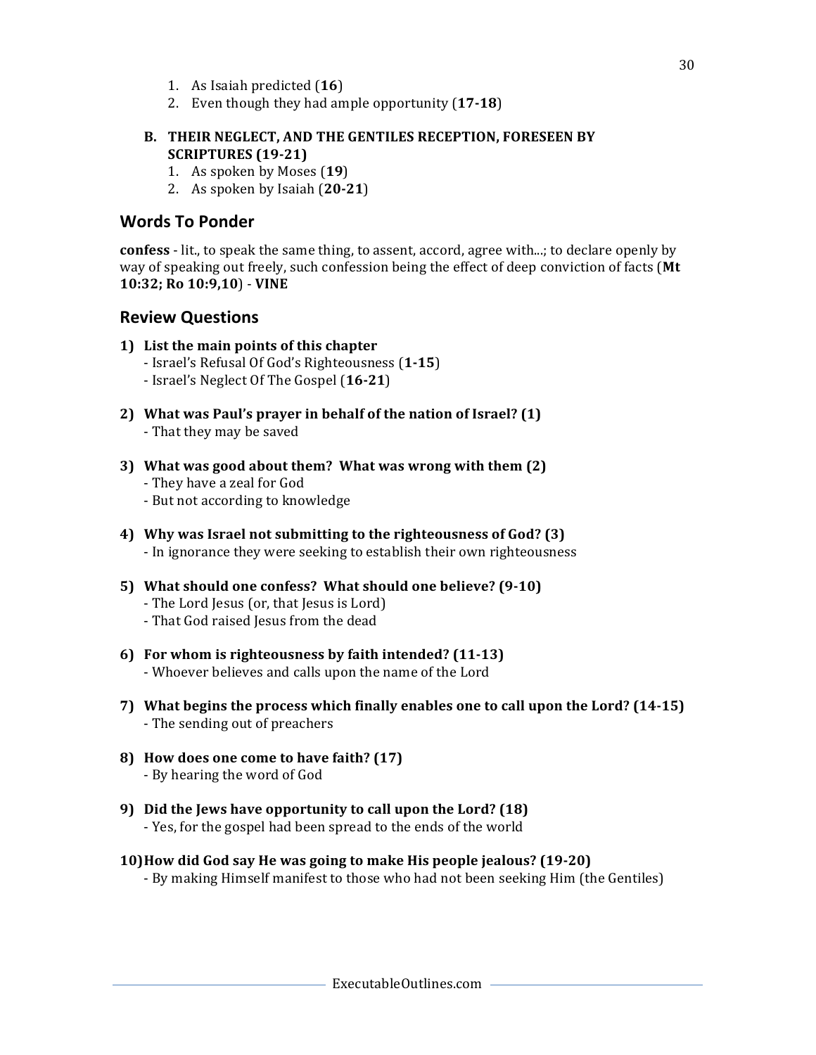1. As Isaiah predicted (**16**)
2. Even though they had ample opportunity (**17-18**)

**B. THEIR NEGLECT, AND THE GENTILES RECEPTION, FORESEEN BY SCRIPTURES (19-21)**

1. As spoken by Moses (**19**)
2. As spoken by Isaiah (**20-21**)

## Words To Ponder

**confess** - lit., to speak the same thing, to assent, accord, agree with...; to declare openly by way of speaking out freely, such confession being the effect of deep conviction of facts (**Mt 10:32; Ro 10:9,10**) - **VINE**

## Review Questions

**1) List the main points of this chapter**

- Israel's Refusal Of God's Righteousness (**1-15**)
- Israel's Neglect Of The Gospel (**16-21**)

**2) What was Paul's prayer in behalf of the nation of Israel? (1)**

- That they may be saved

**3) What was good about them? What was wrong with them (2)**

- They have a zeal for God
- But not according to knowledge

**4) Why was Israel not submitting to the righteousness of God? (3)**

- In ignorance they were seeking to establish their own righteousness

**5) What should one confess? What should one believe? (9-10)**

- The Lord Jesus (or, that Jesus is Lord)
- That God raised Jesus from the dead

**6) For whom is righteousness by faith intended? (11-13)**

- Whoever believes and calls upon the name of the Lord

**7) What begins the process which finally enables one to call upon the Lord? (14-15)**

- The sending out of preachers

**8) How does one come to have faith? (17)**

- By hearing the word of God

**9) Did the Jews have opportunity to call upon the Lord? (18)**

- Yes, for the gospel had been spread to the ends of the world

**10) How did God say He was going to make His people jealous? (19-20)**

- By making Himself manifest to those who had not been seeking Him (the Gentiles)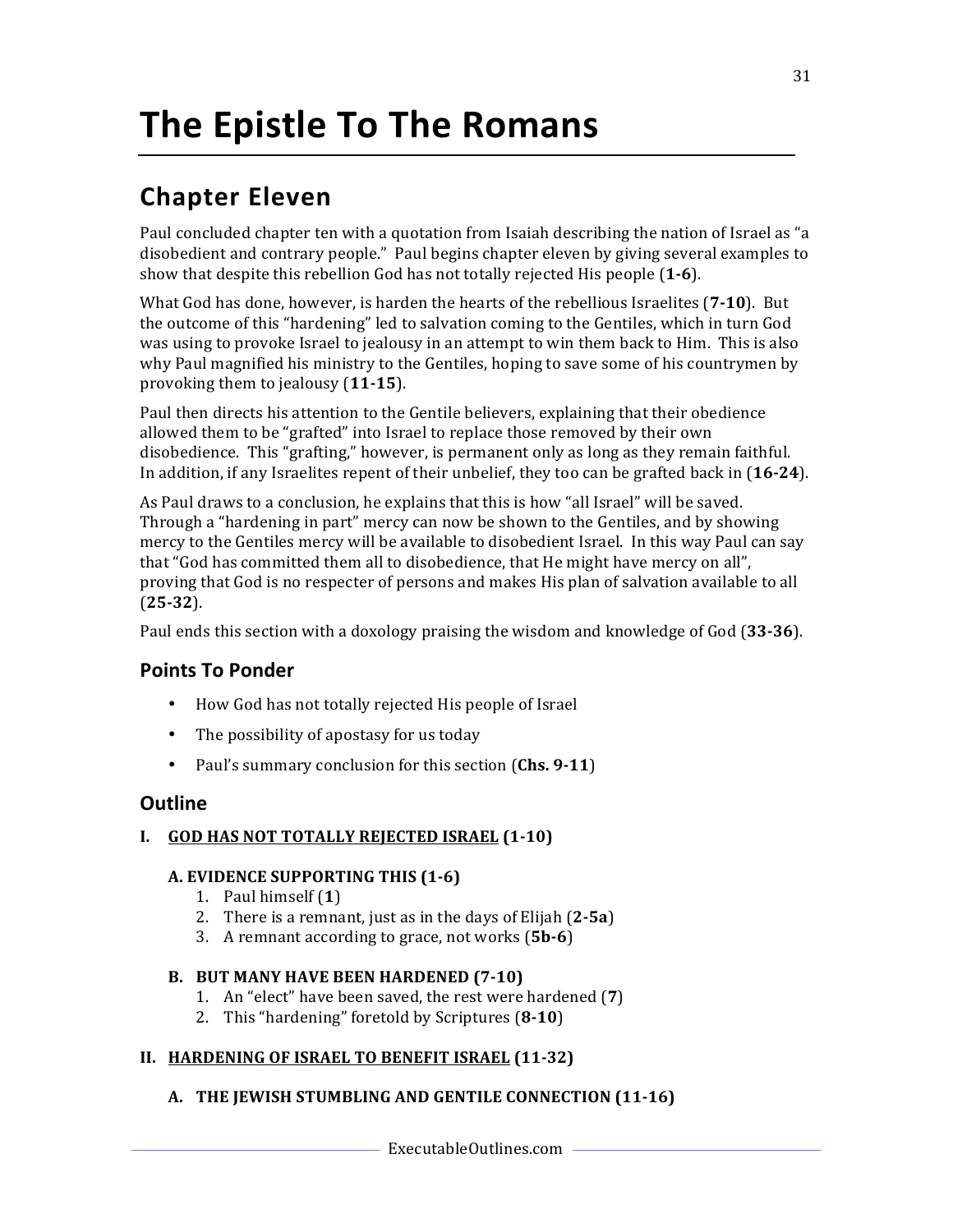# The Epistle To The Romans

## Chapter Eleven

Paul concluded chapter ten with a quotation from Isaiah describing the nation of Israel as "a disobedient and contrary people." Paul begins chapter eleven by giving several examples to show that despite this rebellion God has not totally rejected His people (**1-6**).

What God has done, however, is harden the hearts of the rebellious Israelites (**7-10**). But the outcome of this "hardening" led to salvation coming to the Gentiles, which in turn God was using to provoke Israel to jealousy in an attempt to win them back to Him. This is also why Paul magnified his ministry to the Gentiles, hoping to save some of his countrymen by provoking them to jealousy (**11-15**).

Paul then directs his attention to the Gentile believers, explaining that their obedience allowed them to be "grafted" into Israel to replace those removed by their own disobedience. This "grafting," however, is permanent only as long as they remain faithful. In addition, if any Israelites repent of their unbelief, they too can be grafted back in (**16-24**).

As Paul draws to a conclusion, he explains that this is how "all Israel" will be saved. Through a "hardening in part" mercy can now be shown to the Gentiles, and by showing mercy to the Gentiles mercy will be available to disobedient Israel. In this way Paul can say that "God has committed them all to disobedience, that He might have mercy on all", proving that God is no respecter of persons and makes His plan of salvation available to all (**25-32**).

Paul ends this section with a doxology praising the wisdom and knowledge of God (**33-36**).

### Points To Ponder

- How God has not totally rejected His people of Israel
- The possibility of apostasy for us today
- Paul's summary conclusion for this section (**Chs. 9-11**)

### Outline

**I. GOD HAS NOT TOTALLY REJECTED ISRAEL (1-10)**

**A. EVIDENCE SUPPORTING THIS (1-6)**

1. Paul himself (**1**)
2. There is a remnant, just as in the days of Elijah (**2-5a**)
3. A remnant according to grace, not works (**5b-6**)

**B. BUT MANY HAVE BEEN HARDENED (7-10)**

1. An "elect" have been saved, the rest were hardened (**7**)
2. This "hardening" foretold by Scriptures (**8-10**)

**II. HARDENING OF ISRAEL TO BENEFIT ISRAEL (11-32)**

**A. THE JEWISH STUMBLING AND GENTILE CONNECTION (11-16)**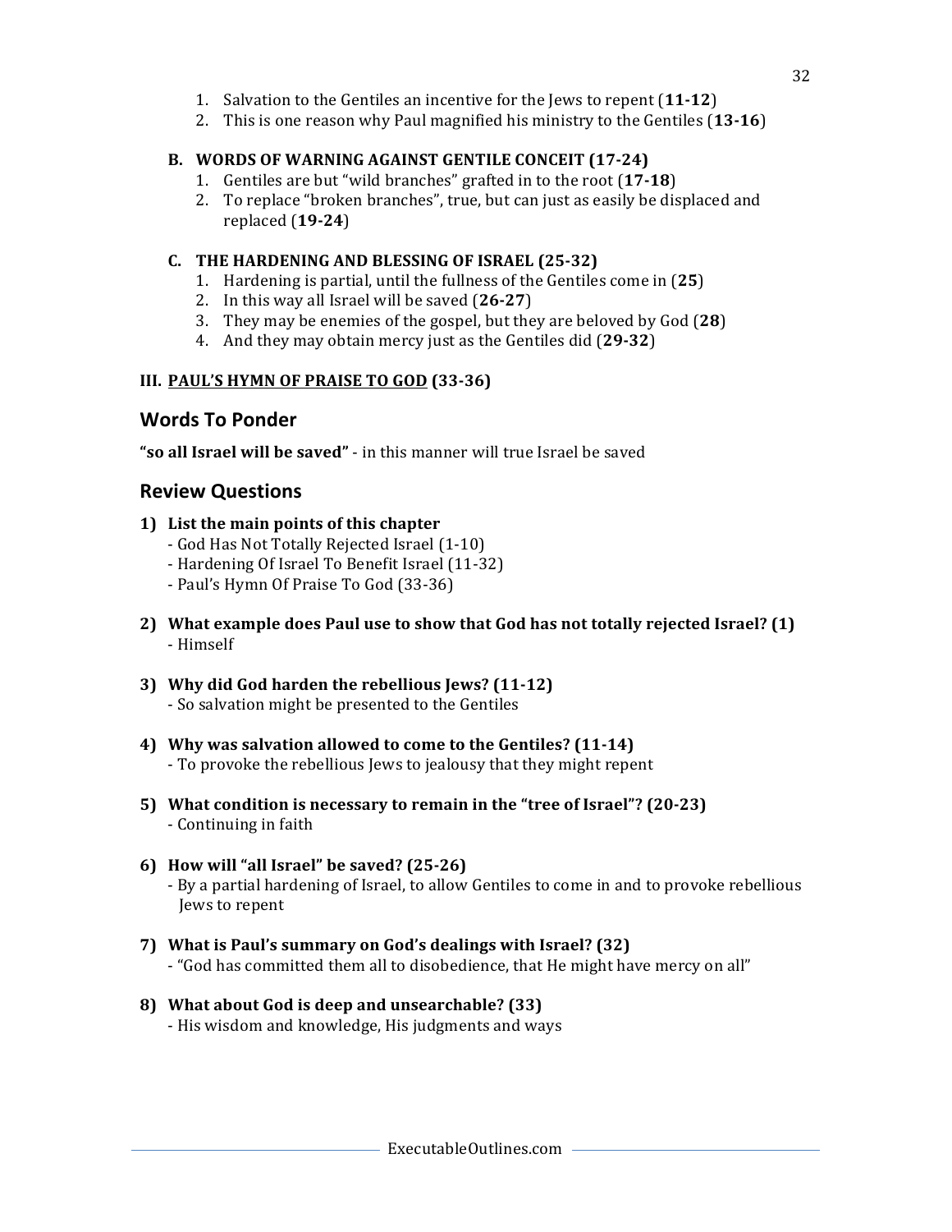1. Salvation to the Gentiles an incentive for the Jews to repent (**11-12**)
2. This is one reason why Paul magnified his ministry to the Gentiles (**13-16**)

**B. WORDS OF WARNING AGAINST GENTILE CONCEIT (17-24)**

1. Gentiles are but "wild branches" grafted in to the root (**17-18**)
2. To replace "broken branches", true, but can just as easily be displaced and replaced (**19-24**)

**C. THE HARDENING AND BLESSING OF ISRAEL (25-32)**

1. Hardening is partial, until the fullness of the Gentiles come in (**25**)
2. In this way all Israel will be saved (**26-27**)
3. They may be enemies of the gospel, but they are beloved by God (**28**)
4. And they may obtain mercy just as the Gentiles did (**29-32**)

**III. <u>PAUL'S HYMN OF PRAISE TO GOD</u> (33-36)**

## Words To Ponder

**"so all Israel will be saved"** - in this manner will true Israel be saved

## Review Questions

**1) List the main points of this chapter**
- God Has Not Totally Rejected Israel (1-10)
- Hardening Of Israel To Benefit Israel (11-32)
- Paul's Hymn Of Praise To God (33-36)

**2) What example does Paul use to show that God has not totally rejected Israel? (1)**
- Himself

**3) Why did God harden the rebellious Jews? (11-12)**
- So salvation might be presented to the Gentiles

**4) Why was salvation allowed to come to the Gentiles? (11-14)**
- To provoke the rebellious Jews to jealousy that they might repent

**5) What condition is necessary to remain in the "tree of Israel"? (20-23)**
- Continuing in faith

**6) How will "all Israel" be saved? (25-26)**
- By a partial hardening of Israel, to allow Gentiles to come in and to provoke rebellious Jews to repent

**7) What is Paul's summary on God's dealings with Israel? (32)**
- "God has committed them all to disobedience, that He might have mercy on all"

**8) What about God is deep and unsearchable? (33)**
- His wisdom and knowledge, His judgments and ways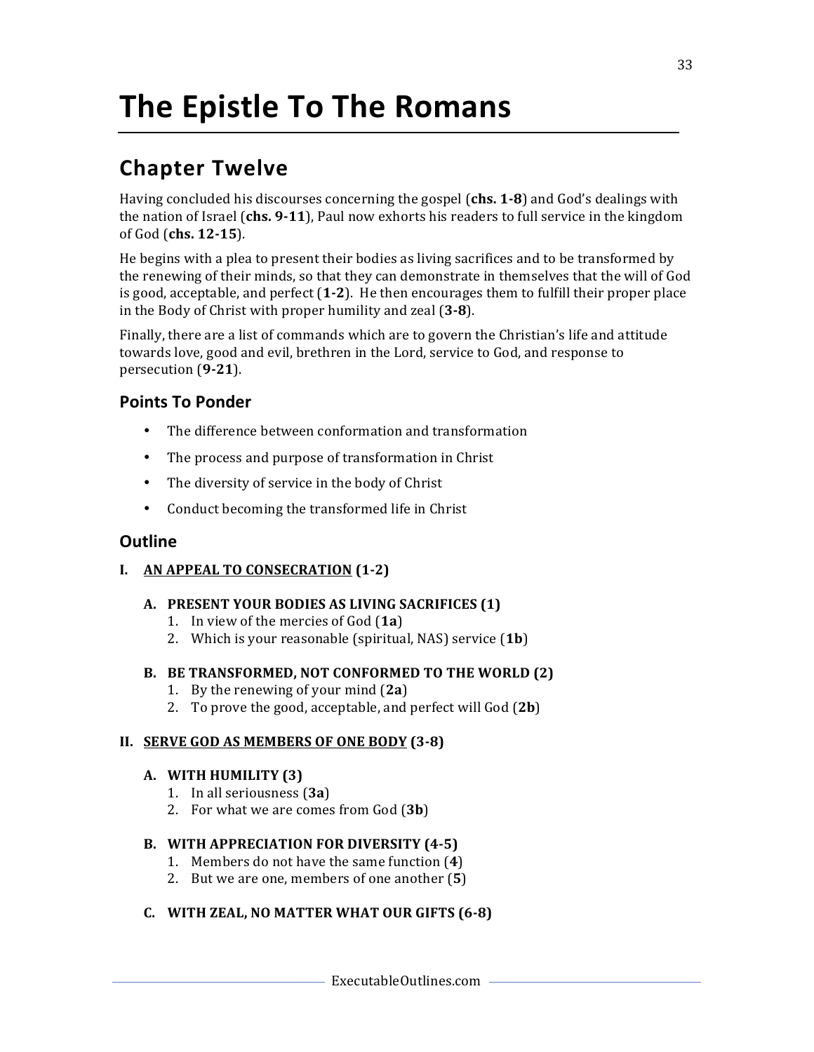# The Epistle To The Romans

## Chapter Twelve

Having concluded his discourses concerning the gospel (**chs. 1-8**) and God's dealings with the nation of Israel (**chs. 9-11**), Paul now exhorts his readers to full service in the kingdom of God (**chs. 12-15**).

He begins with a plea to present their bodies as living sacrifices and to be transformed by the renewing of their minds, so that they can demonstrate in themselves that the will of God is good, acceptable, and perfect (**1-2**). He then encourages them to fulfill their proper place in the Body of Christ with proper humility and zeal (**3-8**).

Finally, there are a list of commands which are to govern the Christian's life and attitude towards love, good and evil, brethren in the Lord, service to God, and response to persecution (**9-21**).

### Points To Ponder

- The difference between conformation and transformation
- The process and purpose of transformation in Christ
- The diversity of service in the body of Christ
- Conduct becoming the transformed life in Christ

### Outline

**I. <u>AN APPEAL TO CONSECRATION</u> (1-2)**

**A. PRESENT YOUR BODIES AS LIVING SACRIFICES (1)**

1. In view of the mercies of God (**1a**)
2. Which is your reasonable (spiritual, NAS) service (**1b**)

**B. BE TRANSFORMED, NOT CONFORMED TO THE WORLD (2)**

1. By the renewing of your mind (**2a**)
2. To prove the good, acceptable, and perfect will God (**2b**)

**II. <u>SERVE GOD AS MEMBERS OF ONE BODY</u> (3-8)**

**A. WITH HUMILITY (3)**

1. In all seriousness (**3a**)
2. For what we are comes from God (**3b**)

**B. WITH APPRECIATION FOR DIVERSITY (4-5)**

1. Members do not have the same function (**4**)
2. But we are one, members of one another (**5**)

**C. WITH ZEAL, NO MATTER WHAT OUR GIFTS (6-8)**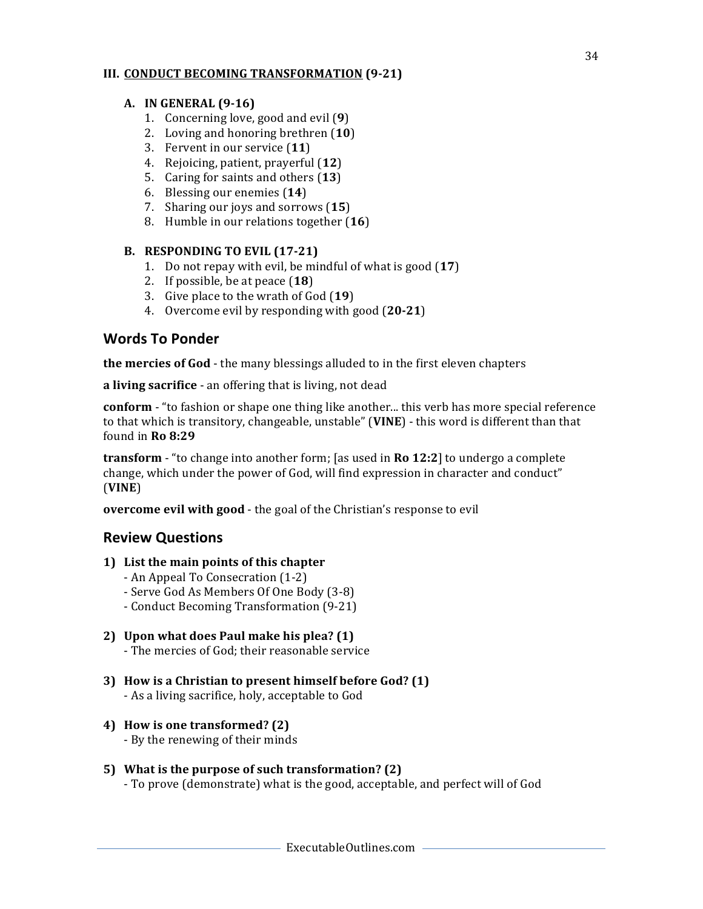**III. <u>CONDUCT BECOMING TRANSFORMATION</u> (9-21)**

**A. IN GENERAL (9-16)**

1. Concerning love, good and evil (**9**)
2. Loving and honoring brethren (**10**)
3. Fervent in our service (**11**)
4. Rejoicing, patient, prayerful (**12**)
5. Caring for saints and others (**13**)
6. Blessing our enemies (**14**)
7. Sharing our joys and sorrows (**15**)
8. Humble in our relations together (**16**)

**B. RESPONDING TO EVIL (17-21)**

1. Do not repay with evil, be mindful of what is good (**17**)
2. If possible, be at peace (**18**)
3. Give place to the wrath of God (**19**)
4. Overcome evil by responding with good (**20-21**)

## Words To Ponder

**the mercies of God** - the many blessings alluded to in the first eleven chapters

**a living sacrifice** - an offering that is living, not dead

**conform** - "to fashion or shape one thing like another... this verb has more special reference to that which is transitory, changeable, unstable" (**VINE**) - this word is different than that found in **Ro 8:29**

**transform** - "to change into another form; [as used in **Ro 12:2**] to undergo a complete change, which under the power of God, will find expression in character and conduct" (**VINE**)

**overcome evil with good** - the goal of the Christian's response to evil

## Review Questions

**1) List the main points of this chapter**
- An Appeal To Consecration (1-2)
- Serve God As Members Of One Body (3-8)
- Conduct Becoming Transformation (9-21)

**2) Upon what does Paul make his plea? (1)**
- The mercies of God; their reasonable service

**3) How is a Christian to present himself before God? (1)**
- As a living sacrifice, holy, acceptable to God

**4) How is one transformed? (2)**
- By the renewing of their minds

**5) What is the purpose of such transformation? (2)**
- To prove (demonstrate) what is the good, acceptable, and perfect will of God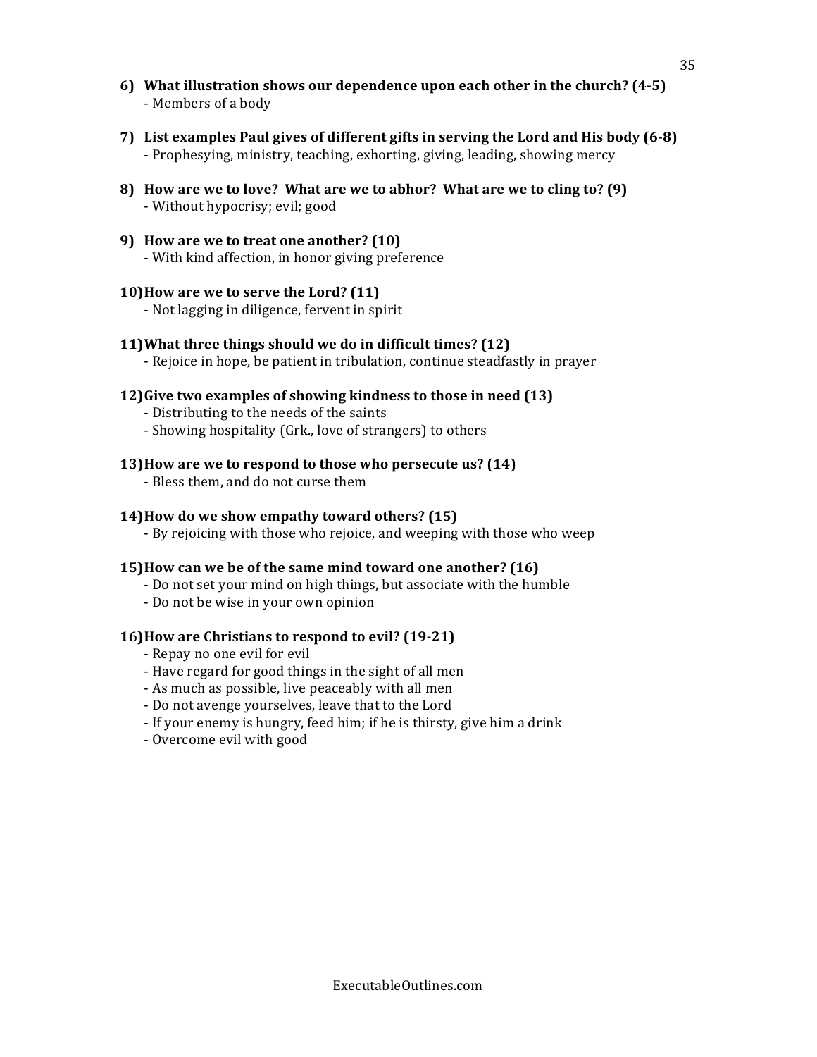**6) What illustration shows our dependence upon each other in the church? (4-5)**
- Members of a body

**7) List examples Paul gives of different gifts in serving the Lord and His body (6-8)**
- Prophesying, ministry, teaching, exhorting, giving, leading, showing mercy

**8) How are we to love? What are we to abhor? What are we to cling to? (9)**
- Without hypocrisy; evil; good

**9) How are we to treat one another? (10)**
- With kind affection, in honor giving preference

**10) How are we to serve the Lord? (11)**
- Not lagging in diligence, fervent in spirit

**11) What three things should we do in difficult times? (12)**
- Rejoice in hope, be patient in tribulation, continue steadfastly in prayer

**12) Give two examples of showing kindness to those in need (13)**
- Distributing to the needs of the saints
- Showing hospitality (Grk., love of strangers) to others

**13) How are we to respond to those who persecute us? (14)**
- Bless them, and do not curse them

**14) How do we show empathy toward others? (15)**
- By rejoicing with those who rejoice, and weeping with those who weep

**15) How can we be of the same mind toward one another? (16)**
- Do not set your mind on high things, but associate with the humble
- Do not be wise in your own opinion

**16) How are Christians to respond to evil? (19-21)**
- Repay no one evil for evil
- Have regard for good things in the sight of all men
- As much as possible, live peaceably with all men
- Do not avenge yourselves, leave that to the Lord
- If your enemy is hungry, feed him; if he is thirsty, give him a drink
- Overcome evil with good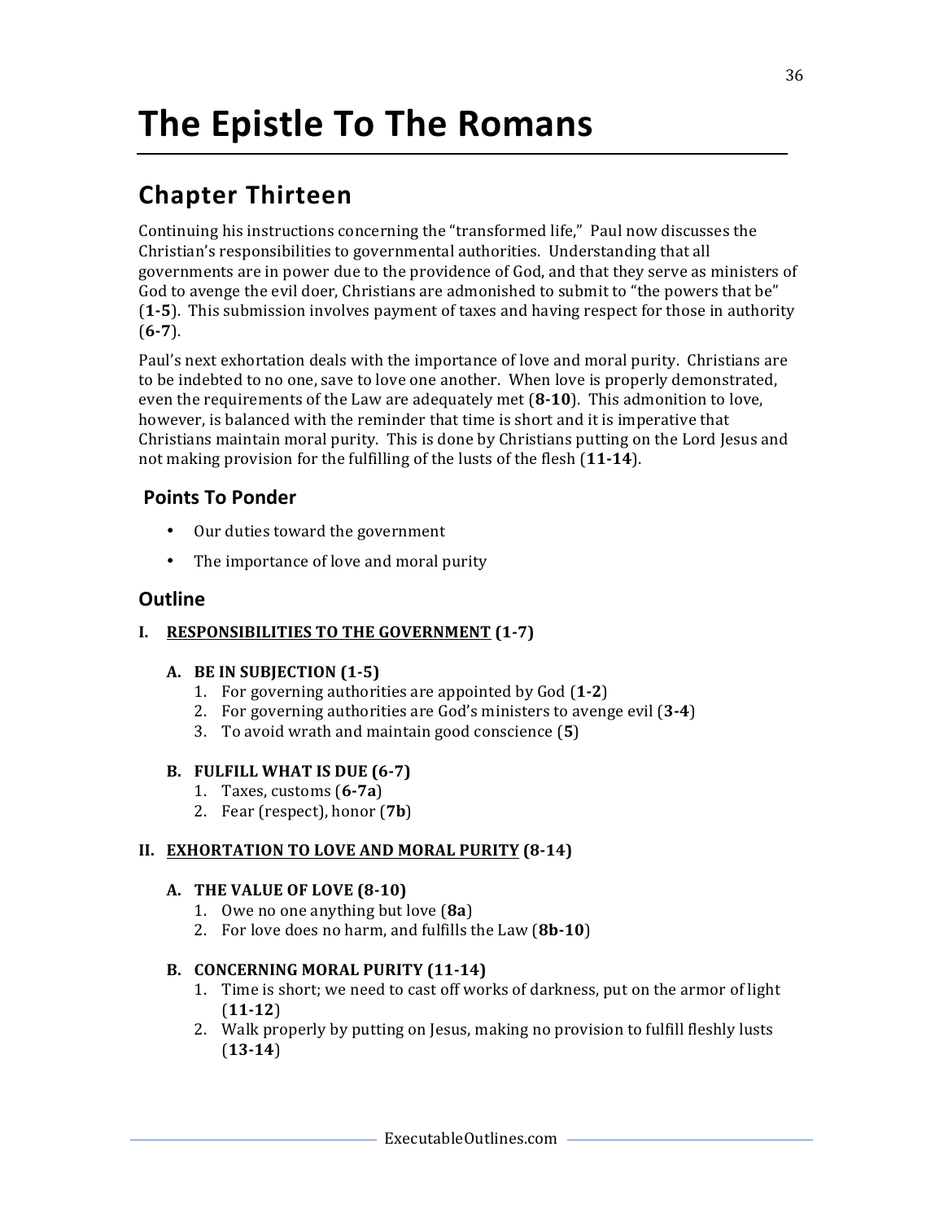# The Epistle To The Romans

## Chapter Thirteen

Continuing his instructions concerning the "transformed life," Paul now discusses the Christian's responsibilities to governmental authorities. Understanding that all governments are in power due to the providence of God, and that they serve as ministers of God to avenge the evil doer, Christians are admonished to submit to "the powers that be" (**1-5**). This submission involves payment of taxes and having respect for those in authority (**6-7**).

Paul's next exhortation deals with the importance of love and moral purity. Christians are to be indebted to no one, save to love one another. When love is properly demonstrated, even the requirements of the Law are adequately met (**8-10**). This admonition to love, however, is balanced with the reminder that time is short and it is imperative that Christians maintain moral purity. This is done by Christians putting on the Lord Jesus and not making provision for the fulfilling of the lusts of the flesh (**11-14**).

### Points To Ponder

- Our duties toward the government
- The importance of love and moral purity

## Outline

**I. <u>RESPONSIBILITIES TO THE GOVERNMENT</u> (1-7)**

**A. BE IN SUBJECTION (1-5)**

1. For governing authorities are appointed by God (**1-2**)
2. For governing authorities are God's ministers to avenge evil (**3-4**)
3. To avoid wrath and maintain good conscience (**5**)

**B. FULFILL WHAT IS DUE (6-7)**

1. Taxes, customs (**6-7a**)
2. Fear (respect), honor (**7b**)

**II. <u>EXHORTATION TO LOVE AND MORAL PURITY</u> (8-14)**

**A. THE VALUE OF LOVE (8-10)**

1. Owe no one anything but love (**8a**)
2. For love does no harm, and fulfills the Law (**8b-10**)

**B. CONCERNING MORAL PURITY (11-14)**

1. Time is short; we need to cast off works of darkness, put on the armor of light (**11-12**)
2. Walk properly by putting on Jesus, making no provision to fulfill fleshly lusts (**13-14**)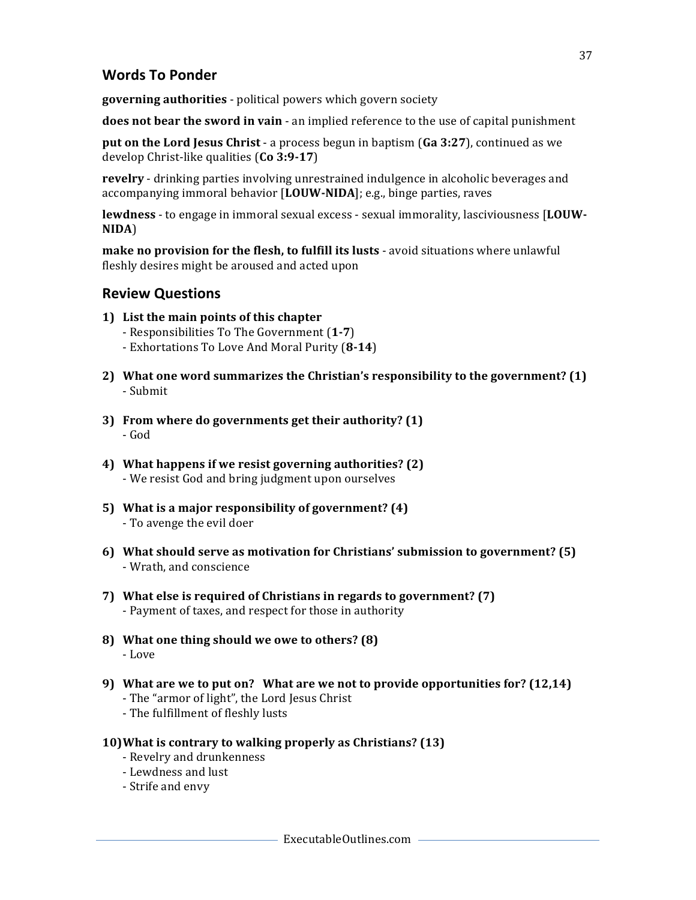## Words To Ponder

**governing authorities** - political powers which govern society

**does not bear the sword in vain** - an implied reference to the use of capital punishment

**put on the Lord Jesus Christ** - a process begun in baptism (**Ga 3:27**), continued as we develop Christ-like qualities (**Co 3:9-17**)

**revelry** - drinking parties involving unrestrained indulgence in alcoholic beverages and accompanying immoral behavior [**LOUW-NIDA**]; e.g., binge parties, raves

**lewdness** - to engage in immoral sexual excess - sexual immorality, lasciviousness [**LOUW-NIDA**)

**make no provision for the flesh, to fulfill its lusts** - avoid situations where unlawful fleshly desires might be aroused and acted upon

## Review Questions

1) **List the main points of this chapter**
   - Responsibilities To The Government (**1-7**)
   - Exhortations To Love And Moral Purity (**8-14**)

2) **What one word summarizes the Christian's responsibility to the government? (1)**
   - Submit

3) **From where do governments get their authority? (1)**
   - God

4) **What happens if we resist governing authorities? (2)**
   - We resist God and bring judgment upon ourselves

5) **What is a major responsibility of government? (4)**
   - To avenge the evil doer

6) **What should serve as motivation for Christians' submission to government? (5)**
   - Wrath, and conscience

7) **What else is required of Christians in regards to government? (7)**
   - Payment of taxes, and respect for those in authority

8) **What one thing should we owe to others? (8)**
   - Love

9) **What are we to put on? What are we not to provide opportunities for? (12,14)**
   - The "armor of light", the Lord Jesus Christ
   - The fulfillment of fleshly lusts

10) **What is contrary to walking properly as Christians? (13)**
   - Revelry and drunkenness
   - Lewdness and lust
   - Strife and envy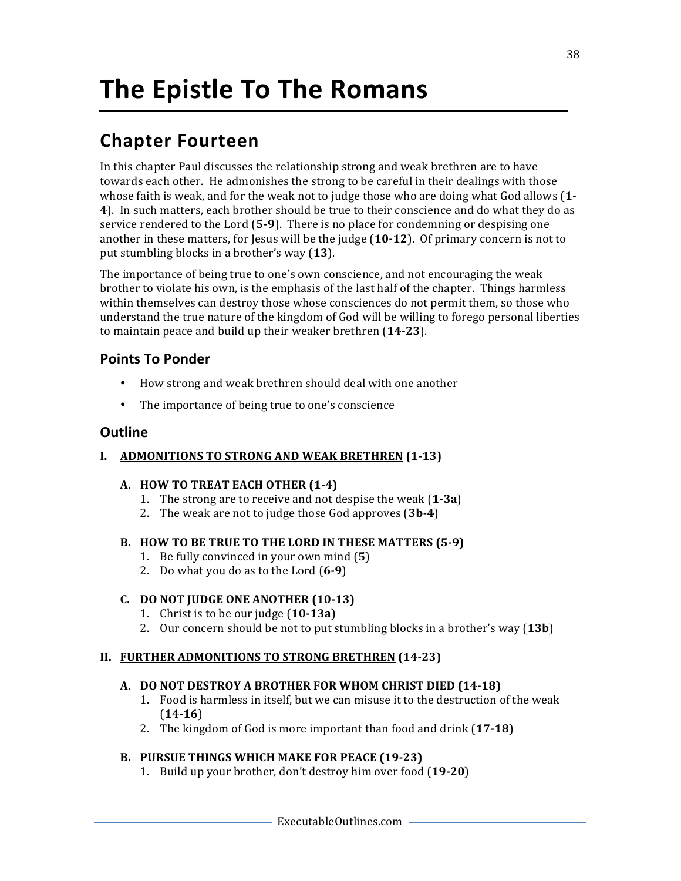# The Epistle To The Romans

## Chapter Fourteen

In this chapter Paul discusses the relationship strong and weak brethren are to have towards each other. He admonishes the strong to be careful in their dealings with those whose faith is weak, and for the weak not to judge those who are doing what God allows (**1-4**). In such matters, each brother should be true to their conscience and do what they do as service rendered to the Lord (**5-9**). There is no place for condemning or despising one another in these matters, for Jesus will be the judge (**10-12**). Of primary concern is not to put stumbling blocks in a brother's way (**13**).

The importance of being true to one's own conscience, and not encouraging the weak brother to violate his own, is the emphasis of the last half of the chapter. Things harmless within themselves can destroy those whose consciences do not permit them, so those who understand the true nature of the kingdom of God will be willing to forego personal liberties to maintain peace and build up their weaker brethren (**14-23**).

### Points To Ponder

- How strong and weak brethren should deal with one another
- The importance of being true to one's conscience

### Outline

**I. <u>ADMONITIONS TO STRONG AND WEAK BRETHREN</u> (1-13)**

**A. HOW TO TREAT EACH OTHER (1-4)**

1. The strong are to receive and not despise the weak (**1-3a**)
2. The weak are not to judge those God approves (**3b-4**)

**B. HOW TO BE TRUE TO THE LORD IN THESE MATTERS (5-9)**

1. Be fully convinced in your own mind (**5**)
2. Do what you do as to the Lord (**6-9**)

**C. DO NOT JUDGE ONE ANOTHER (10-13)**

1. Christ is to be our judge (**10-13a**)
2. Our concern should be not to put stumbling blocks in a brother's way (**13b**)

**II. <u>FURTHER ADMONITIONS TO STRONG BRETHREN</u> (14-23)**

**A. DO NOT DESTROY A BROTHER FOR WHOM CHRIST DIED (14-18)**

1. Food is harmless in itself, but we can misuse it to the destruction of the weak (**14-16**)
2. The kingdom of God is more important than food and drink (**17-18**)

**B. PURSUE THINGS WHICH MAKE FOR PEACE (19-23)**

1. Build up your brother, don't destroy him over food (**19-20**)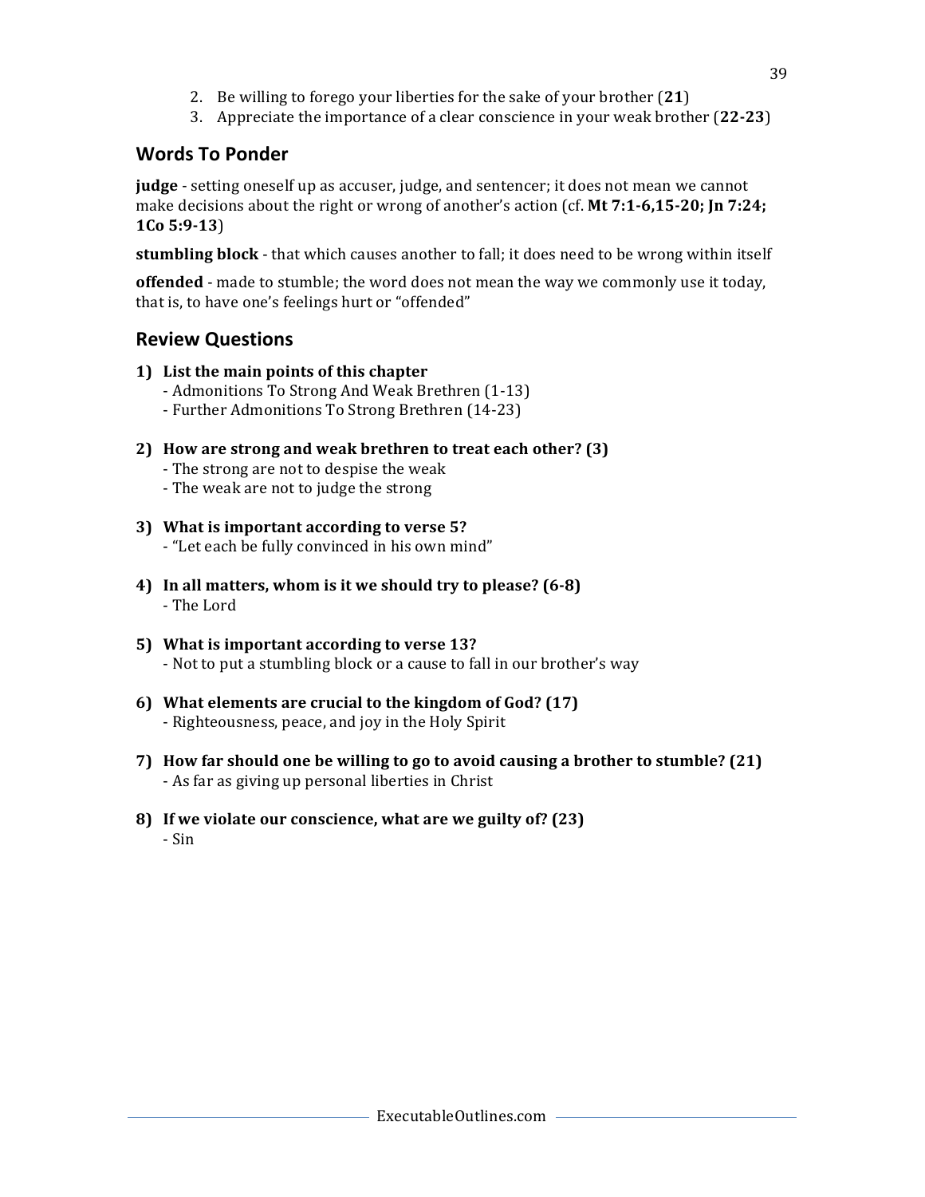2. Be willing to forego your liberties for the sake of your brother (**21**)
3. Appreciate the importance of a clear conscience in your weak brother (**22-23**)

## Words To Ponder

**judge** - setting oneself up as accuser, judge, and sentencer; it does not mean we cannot make decisions about the right or wrong of another's action (cf. **Mt 7:1-6,15-20; Jn 7:24; 1Co 5:9-13**)

**stumbling block** - that which causes another to fall; it does need to be wrong within itself

**offended** - made to stumble; the word does not mean the way we commonly use it today, that is, to have one's feelings hurt or "offended"

## Review Questions

**1) List the main points of this chapter**
- Admonitions To Strong And Weak Brethren (1-13)
- Further Admonitions To Strong Brethren (14-23)

**2) How are strong and weak brethren to treat each other? (3)**
- The strong are not to despise the weak
- The weak are not to judge the strong

**3) What is important according to verse 5?**
- "Let each be fully convinced in his own mind"

**4) In all matters, whom is it we should try to please? (6-8)**
- The Lord

**5) What is important according to verse 13?**
- Not to put a stumbling block or a cause to fall in our brother's way

**6) What elements are crucial to the kingdom of God? (17)**
- Righteousness, peace, and joy in the Holy Spirit

**7) How far should one be willing to go to avoid causing a brother to stumble? (21)**
- As far as giving up personal liberties in Christ

**8) If we violate our conscience, what are we guilty of? (23)**
- Sin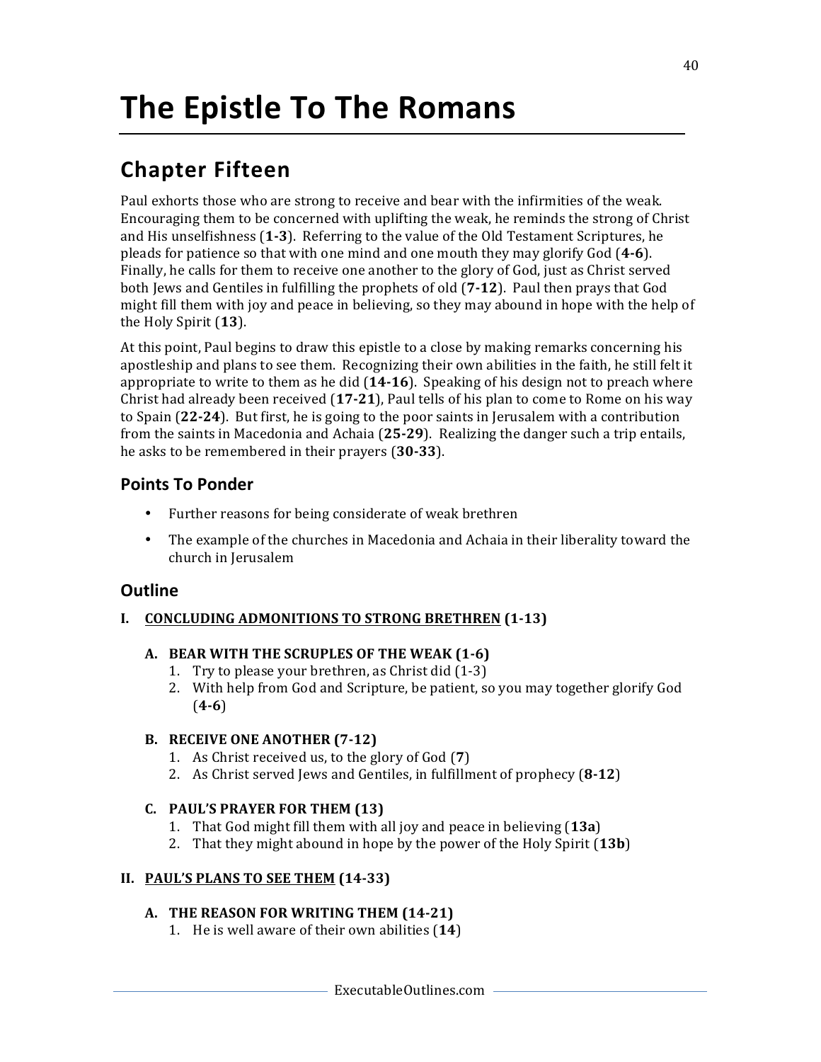# The Epistle To The Romans

## Chapter Fifteen

Paul exhorts those who are strong to receive and bear with the infirmities of the weak. Encouraging them to be concerned with uplifting the weak, he reminds the strong of Christ and His unselfishness (**1-3**). Referring to the value of the Old Testament Scriptures, he pleads for patience so that with one mind and one mouth they may glorify God (**4-6**). Finally, he calls for them to receive one another to the glory of God, just as Christ served both Jews and Gentiles in fulfilling the prophets of old (**7-12**). Paul then prays that God might fill them with joy and peace in believing, so they may abound in hope with the help of the Holy Spirit (**13**).

At this point, Paul begins to draw this epistle to a close by making remarks concerning his apostleship and plans to see them. Recognizing their own abilities in the faith, he still felt it appropriate to write to them as he did (**14-16**). Speaking of his design not to preach where Christ had already been received (**17-21**), Paul tells of his plan to come to Rome on his way to Spain (**22-24**). But first, he is going to the poor saints in Jerusalem with a contribution from the saints in Macedonia and Achaia (**25-29**). Realizing the danger such a trip entails, he asks to be remembered in their prayers (**30-33**).

### Points To Ponder

- Further reasons for being considerate of weak brethren
- The example of the churches in Macedonia and Achaia in their liberality toward the church in Jerusalem

### Outline

**I. <u>CONCLUDING ADMONITIONS TO STRONG BRETHREN</u> (1-13)**

**A. BEAR WITH THE SCRUPLES OF THE WEAK (1-6)**

1. Try to please your brethren, as Christ did (1-3)
2. With help from God and Scripture, be patient, so you may together glorify God (**4-6**)

**B. RECEIVE ONE ANOTHER (7-12)**

1. As Christ received us, to the glory of God (**7**)
2. As Christ served Jews and Gentiles, in fulfillment of prophecy (**8-12**)

**C. PAUL'S PRAYER FOR THEM (13)**

1. That God might fill them with all joy and peace in believing (**13a**)
2. That they might abound in hope by the power of the Holy Spirit (**13b**)

**II. <u>PAUL'S PLANS TO SEE THEM</u> (14-33)**

**A. THE REASON FOR WRITING THEM (14-21)**

1. He is well aware of their own abilities (**14**)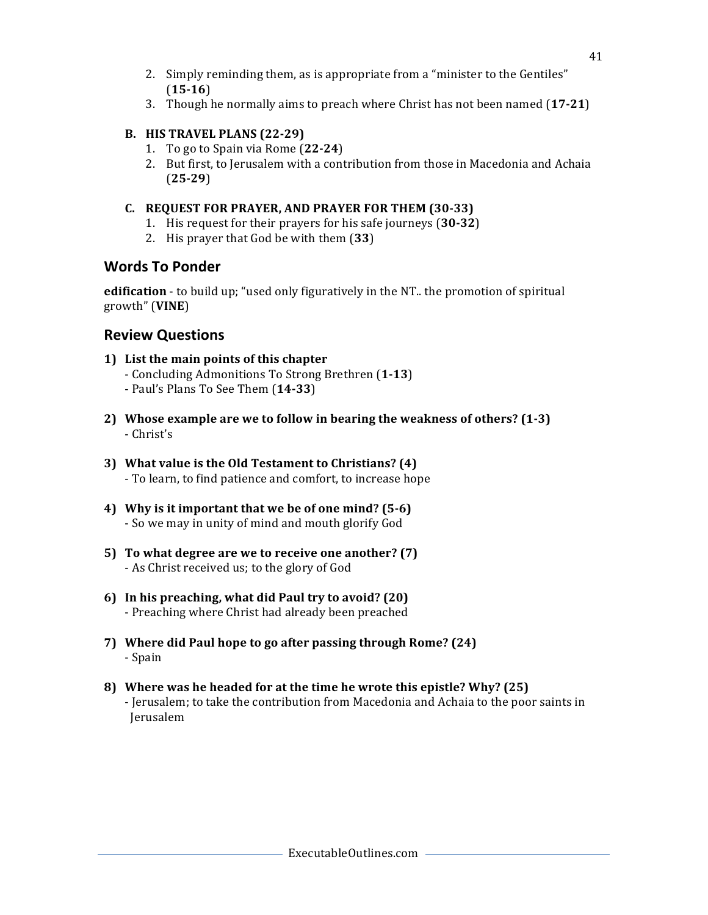2. Simply reminding them, as is appropriate from a "minister to the Gentiles" (**15-16**)
3. Though he normally aims to preach where Christ has not been named (**17-21**)

### B. HIS TRAVEL PLANS (22-29)

1. To go to Spain via Rome (**22-24**)
2. But first, to Jerusalem with a contribution from those in Macedonia and Achaia (**25-29**)

### C. REQUEST FOR PRAYER, AND PRAYER FOR THEM (30-33)

1. His request for their prayers for his safe journeys (**30-32**)
2. His prayer that God be with them (**33**)

## Words To Ponder

**edification** - to build up; "used only figuratively in the NT.. the promotion of spiritual growth" (**VINE**)

## Review Questions

**1) List the main points of this chapter**
- Concluding Admonitions To Strong Brethren (**1-13**)
- Paul's Plans To See Them (**14-33**)

**2) Whose example are we to follow in bearing the weakness of others? (1-3)**
- Christ's

**3) What value is the Old Testament to Christians? (4)**
- To learn, to find patience and comfort, to increase hope

**4) Why is it important that we be of one mind? (5-6)**
- So we may in unity of mind and mouth glorify God

**5) To what degree are we to receive one another? (7)**
- As Christ received us; to the glory of God

**6) In his preaching, what did Paul try to avoid? (20)**
- Preaching where Christ had already been preached

**7) Where did Paul hope to go after passing through Rome? (24)**
- Spain

**8) Where was he headed for at the time he wrote this epistle? Why? (25)**
- Jerusalem; to take the contribution from Macedonia and Achaia to the poor saints in Jerusalem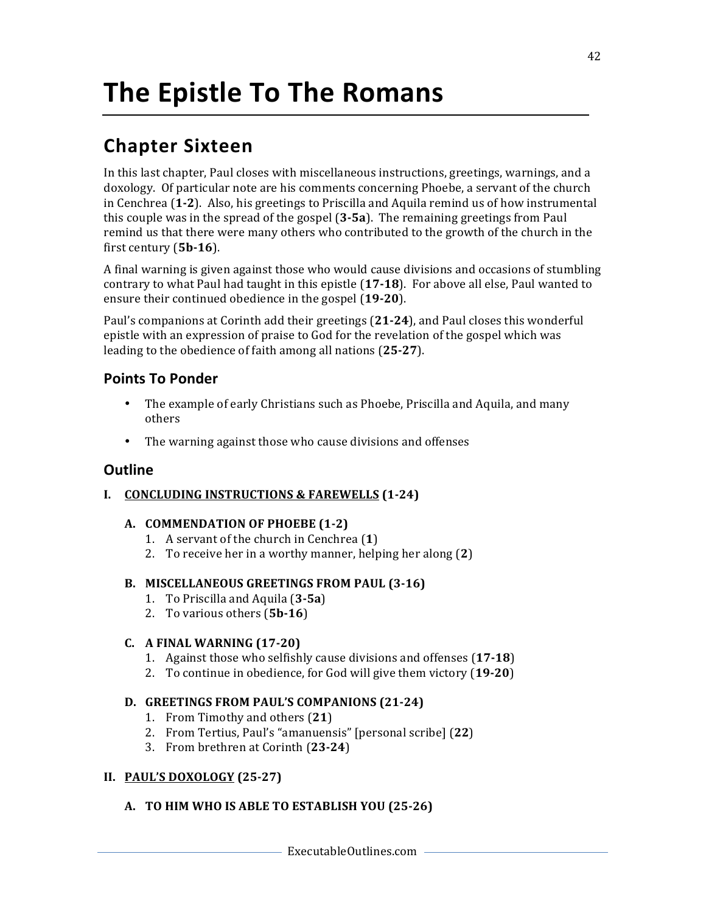# The Epistle To The Romans

## Chapter Sixteen

In this last chapter, Paul closes with miscellaneous instructions, greetings, warnings, and a doxology. Of particular note are his comments concerning Phoebe, a servant of the church in Cenchrea (**1-2**). Also, his greetings to Priscilla and Aquila remind us of how instrumental this couple was in the spread of the gospel (**3-5a**). The remaining greetings from Paul remind us that there were many others who contributed to the growth of the church in the first century (**5b-16**).

A final warning is given against those who would cause divisions and occasions of stumbling contrary to what Paul had taught in this epistle (**17-18**). For above all else, Paul wanted to ensure their continued obedience in the gospel (**19-20**).

Paul's companions at Corinth add their greetings (**21-24**), and Paul closes this wonderful epistle with an expression of praise to God for the revelation of the gospel which was leading to the obedience of faith among all nations (**25-27**).

### Points To Ponder

- The example of early Christians such as Phoebe, Priscilla and Aquila, and many others
- The warning against those who cause divisions and offenses

### Outline

**I. <u>CONCLUDING INSTRUCTIONS & FAREWELLS</u> (1-24)**

**A. COMMENDATION OF PHOEBE (1-2)**

1. A servant of the church in Cenchrea (**1**)
2. To receive her in a worthy manner, helping her along (**2**)

**B. MISCELLANEOUS GREETINGS FROM PAUL (3-16)**

1. To Priscilla and Aquila (**3-5a**)
2. To various others (**5b-16**)

**C. A FINAL WARNING (17-20)**

1. Against those who selfishly cause divisions and offenses (**17-18**)
2. To continue in obedience, for God will give them victory (**19-20**)

**D. GREETINGS FROM PAUL'S COMPANIONS (21-24)**

1. From Timothy and others (**21**)
2. From Tertius, Paul's "amanuensis" [personal scribe] (**22**)
3. From brethren at Corinth (**23-24**)

**II. <u>PAUL'S DOXOLOGY</u> (25-27)**

**A. TO HIM WHO IS ABLE TO ESTABLISH YOU (25-26)**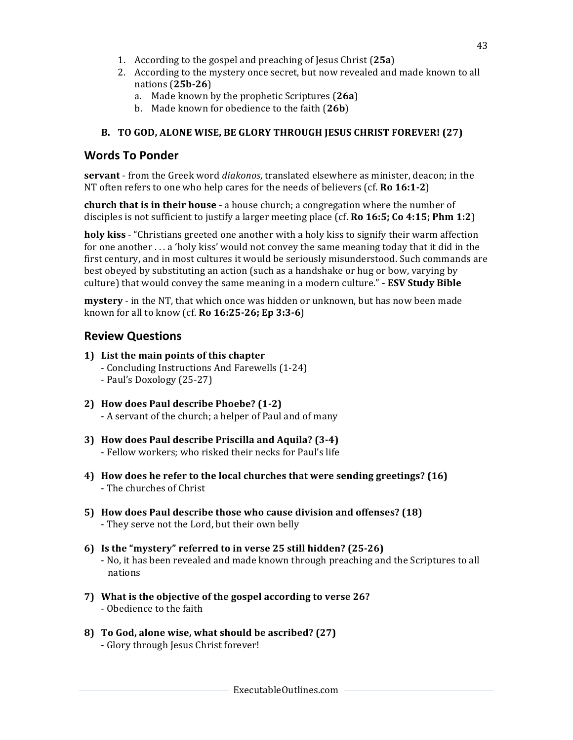1. According to the gospel and preaching of Jesus Christ (**25a**)
2. According to the mystery once secret, but now revealed and made known to all nations (**25b-26**)
   a. Made known by the prophetic Scriptures (**26a**)
   b. Made known for obedience to the faith (**26b**)

**B. TO GOD, ALONE WISE, BE GLORY THROUGH JESUS CHRIST FOREVER! (27)**

## Words To Ponder

**servant** - from the Greek word *diakonos*, translated elsewhere as minister, deacon; in the NT often refers to one who help cares for the needs of believers (cf. **Ro 16:1-2**)

**church that is in their house** - a house church; a congregation where the number of disciples is not sufficient to justify a larger meeting place (cf. **Ro 16:5; Co 4:15; Phm 1:2**)

**holy kiss** - "Christians greeted one another with a holy kiss to signify their warm affection for one another . . . a 'holy kiss' would not convey the same meaning today that it did in the first century, and in most cultures it would be seriously misunderstood. Such commands are best obeyed by substituting an action (such as a handshake or hug or bow, varying by culture) that would convey the same meaning in a modern culture." - **ESV Study Bible**

**mystery** - in the NT, that which once was hidden or unknown, but has now been made known for all to know (cf. **Ro 16:25-26; Ep 3:3-6**)

## Review Questions

**1) List the main points of this chapter**
- Concluding Instructions And Farewells (1-24)
- Paul's Doxology (25-27)

**2) How does Paul describe Phoebe? (1-2)**
- A servant of the church; a helper of Paul and of many

**3) How does Paul describe Priscilla and Aquila? (3-4)**
- Fellow workers; who risked their necks for Paul's life

**4) How does he refer to the local churches that were sending greetings? (16)**
- The churches of Christ

**5) How does Paul describe those who cause division and offenses? (18)**
- They serve not the Lord, but their own belly

**6) Is the "mystery" referred to in verse 25 still hidden? (25-26)**
- No, it has been revealed and made known through preaching and the Scriptures to all nations

**7) What is the objective of the gospel according to verse 26?**
- Obedience to the faith

**8) To God, alone wise, what should be ascribed? (27)**
- Glory through Jesus Christ forever!